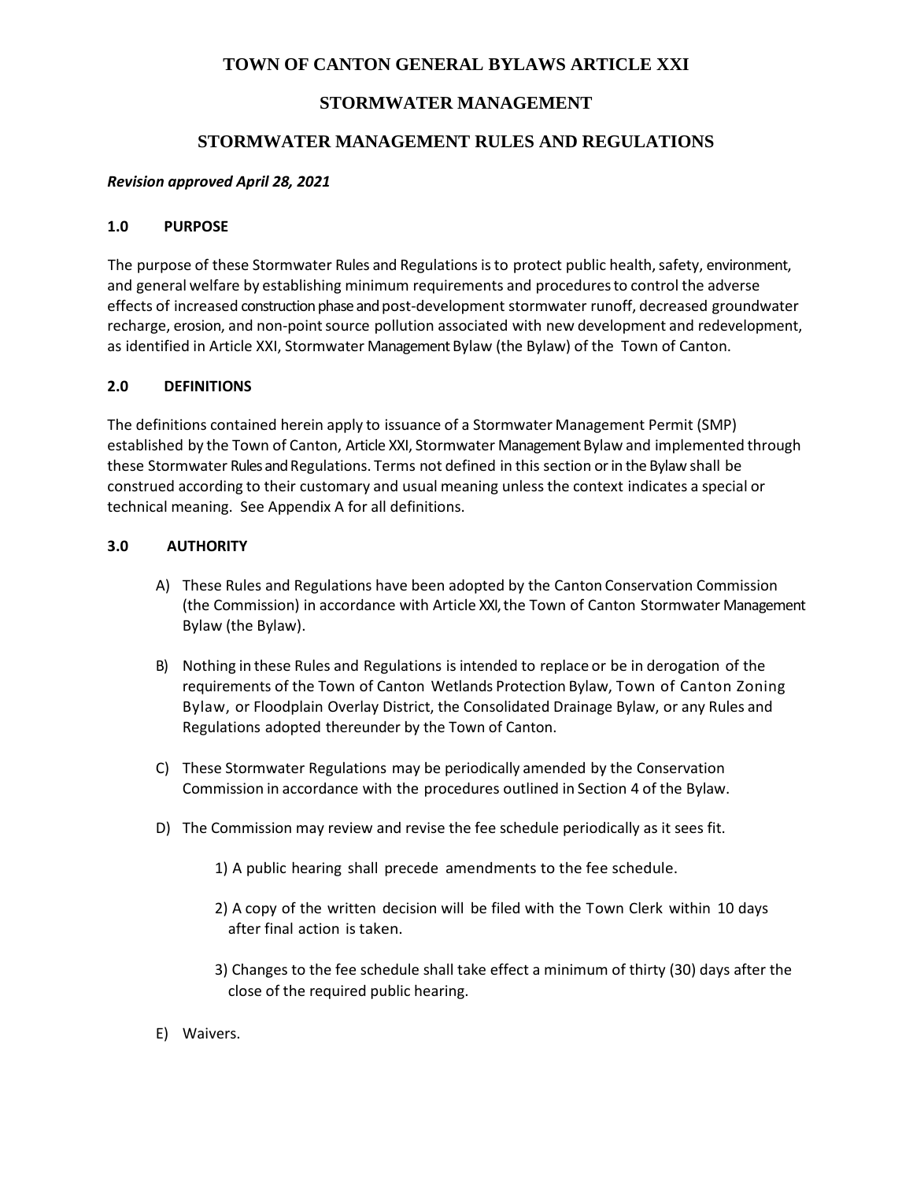# TOWN OF CANTON GENERAL BYLAWS ARTICLE XXI

# STORMWATER MANAGEMENT

# STORMWATER MANAGEMENT RULES AND REGULATIONS

***Revision approved April 28, 2021***

## 1.0 PURPOSE

The purpose of these Stormwater Rules and Regulations is to protect public health, safety, environment, and general welfare by establishing minimum requirements and procedures to control the adverse effects of increased construction phase and post-development stormwater runoff, decreased groundwater recharge, erosion, and non-point source pollution associated with new development and redevelopment, as identified in Article XXI, Stormwater Management Bylaw (the Bylaw) of the Town of Canton.

## 2.0 DEFINITIONS

The definitions contained herein apply to issuance of a Stormwater Management Permit (SMP) established by the Town of Canton, Article XXI, Stormwater Management Bylaw and implemented through these Stormwater Rules and Regulations. Terms not defined in this section or in the Bylaw shall be construed according to their customary and usual meaning unless the context indicates a special or technical meaning. See Appendix A for all definitions.

## 3.0 AUTHORITY

A) These Rules and Regulations have been adopted by the Canton Conservation Commission (the Commission) in accordance with Article XXI, the Town of Canton Stormwater Management Bylaw (the Bylaw).

B) Nothing in these Rules and Regulations is intended to replace or be in derogation of the requirements of the Town of Canton Wetlands Protection Bylaw, Town of Canton Zoning Bylaw, or Floodplain Overlay District, the Consolidated Drainage Bylaw, or any Rules and Regulations adopted thereunder by the Town of Canton.

C) These Stormwater Regulations may be periodically amended by the Conservation Commission in accordance with the procedures outlined in Section 4 of the Bylaw.

D) The Commission may review and revise the fee schedule periodically as it sees fit.

   1) A public hearing shall precede amendments to the fee schedule.

   2) A copy of the written decision will be filed with the Town Clerk within 10 days after final action is taken.

   3) Changes to the fee schedule shall take effect a minimum of thirty (30) days after the close of the required public hearing.

E) Waivers.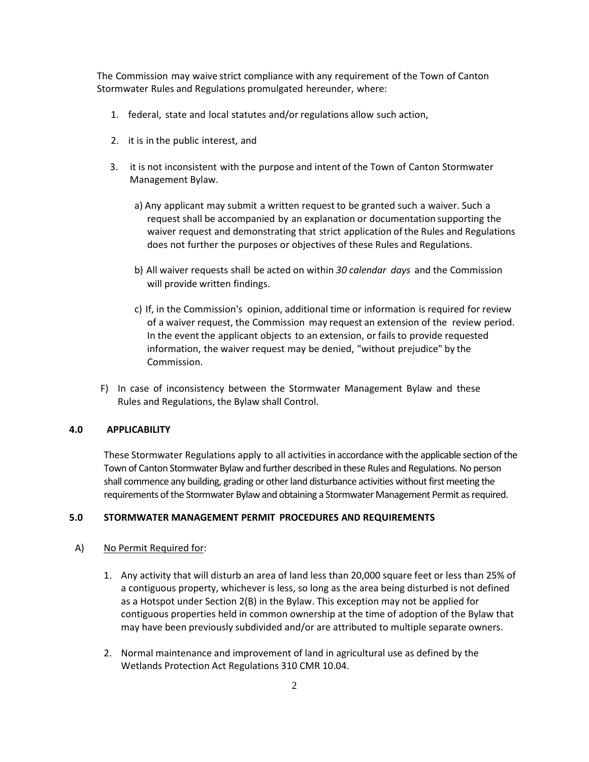The Commission may waive strict compliance with any requirement of the Town of Canton Stormwater Rules and Regulations promulgated hereunder, where:

1. federal, state and local statutes and/or regulations allow such action,
2. it is in the public interest, and
3. it is not inconsistent with the purpose and intent of the Town of Canton Stormwater Management Bylaw.

   a) Any applicant may submit a written request to be granted such a waiver. Such a request shall be accompanied by an explanation or documentation supporting the waiver request and demonstrating that strict application of the Rules and Regulations does not further the purposes or objectives of these Rules and Regulations.

   b) All waiver requests shall be acted on within *30 calendar days* and the Commission will provide written findings.

   c) If, in the Commission's opinion, additional time or information is required for review of a waiver request, the Commission may request an extension of the review period. In the event the applicant objects to an extension, or fails to provide requested information, the waiver request may be denied, "without prejudice" by the Commission.

F) In case of inconsistency between the Stormwater Management Bylaw and these Rules and Regulations, the Bylaw shall Control.

## 4.0 APPLICABILITY

These Stormwater Regulations apply to all activities in accordance with the applicable section of the Town of Canton Stormwater Bylaw and further described in these Rules and Regulations. No person shall commence any building, grading or other land disturbance activities without first meeting the requirements of the Stormwater Bylaw and obtaining a Stormwater Management Permit as required.

## 5.0 STORMWATER MANAGEMENT PERMIT PROCEDURES AND REQUIREMENTS

A) <u>No Permit Required for</u>:

1. Any activity that will disturb an area of land less than 20,000 square feet or less than 25% of a contiguous property, whichever is less, so long as the area being disturbed is not defined as a Hotspot under Section 2(B) in the Bylaw. This exception may not be applied for contiguous properties held in common ownership at the time of adoption of the Bylaw that may have been previously subdivided and/or are attributed to multiple separate owners.
2. Normal maintenance and improvement of land in agricultural use as defined by the Wetlands Protection Act Regulations 310 CMR 10.04.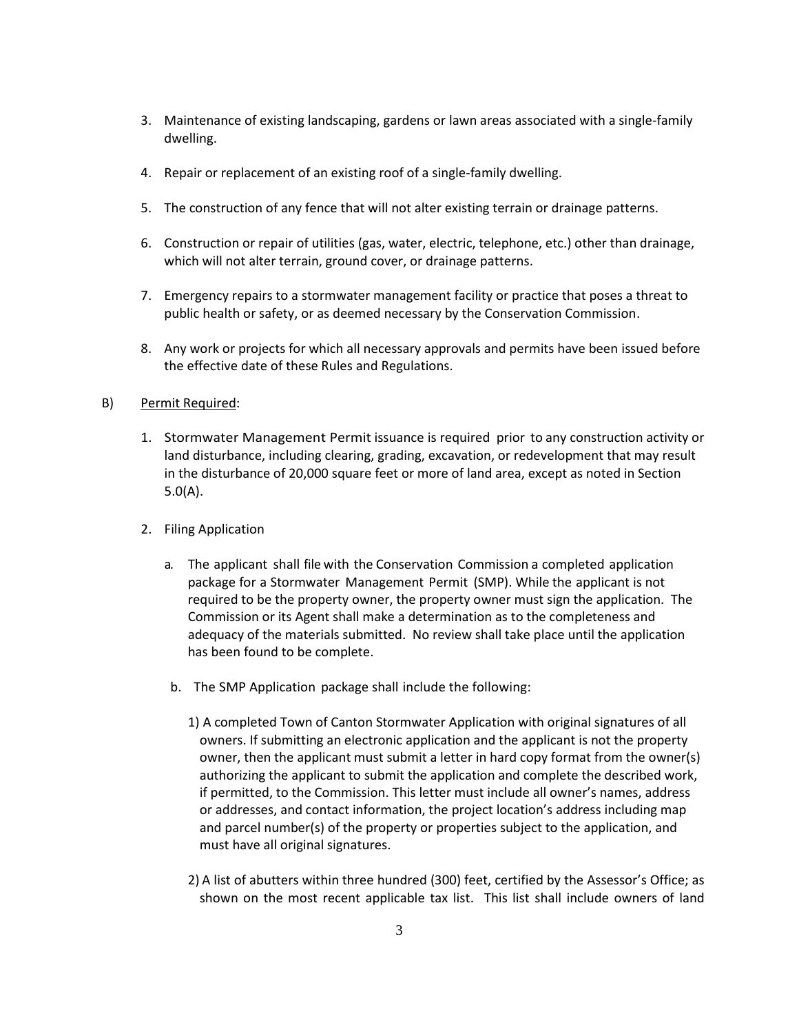3. Maintenance of existing landscaping, gardens or lawn areas associated with a single-family dwelling.

4. Repair or replacement of an existing roof of a single-family dwelling.

5. The construction of any fence that will not alter existing terrain or drainage patterns.

6. Construction or repair of utilities (gas, water, electric, telephone, etc.) other than drainage, which will not alter terrain, ground cover, or drainage patterns.

7. Emergency repairs to a stormwater management facility or practice that poses a threat to public health or safety, or as deemed necessary by the Conservation Commission.

8. Any work or projects for which all necessary approvals and permits have been issued before the effective date of these Rules and Regulations.

B) Permit Required:

1. Stormwater Management Permit issuance is required prior to any construction activity or land disturbance, including clearing, grading, excavation, or redevelopment that may result in the disturbance of 20,000 square feet or more of land area, except as noted in Section 5.0(A).

2. Filing Application

   a. The applicant shall file with the Conservation Commission a completed application package for a Stormwater Management Permit (SMP). While the applicant is not required to be the property owner, the property owner must sign the application. The Commission or its Agent shall make a determination as to the completeness and adequacy of the materials submitted. No review shall take place until the application has been found to be complete.

   b. The SMP Application package shall include the following:

      1) A completed Town of Canton Stormwater Application with original signatures of all owners. If submitting an electronic application and the applicant is not the property owner, then the applicant must submit a letter in hard copy format from the owner(s) authorizing the applicant to submit the application and complete the described work, if permitted, to the Commission. This letter must include all owner's names, address or addresses, and contact information, the project location's address including map and parcel number(s) of the property or properties subject to the application, and must have all original signatures.

      2) A list of abutters within three hundred (300) feet, certified by the Assessor's Office; as shown on the most recent applicable tax list. This list shall include owners of land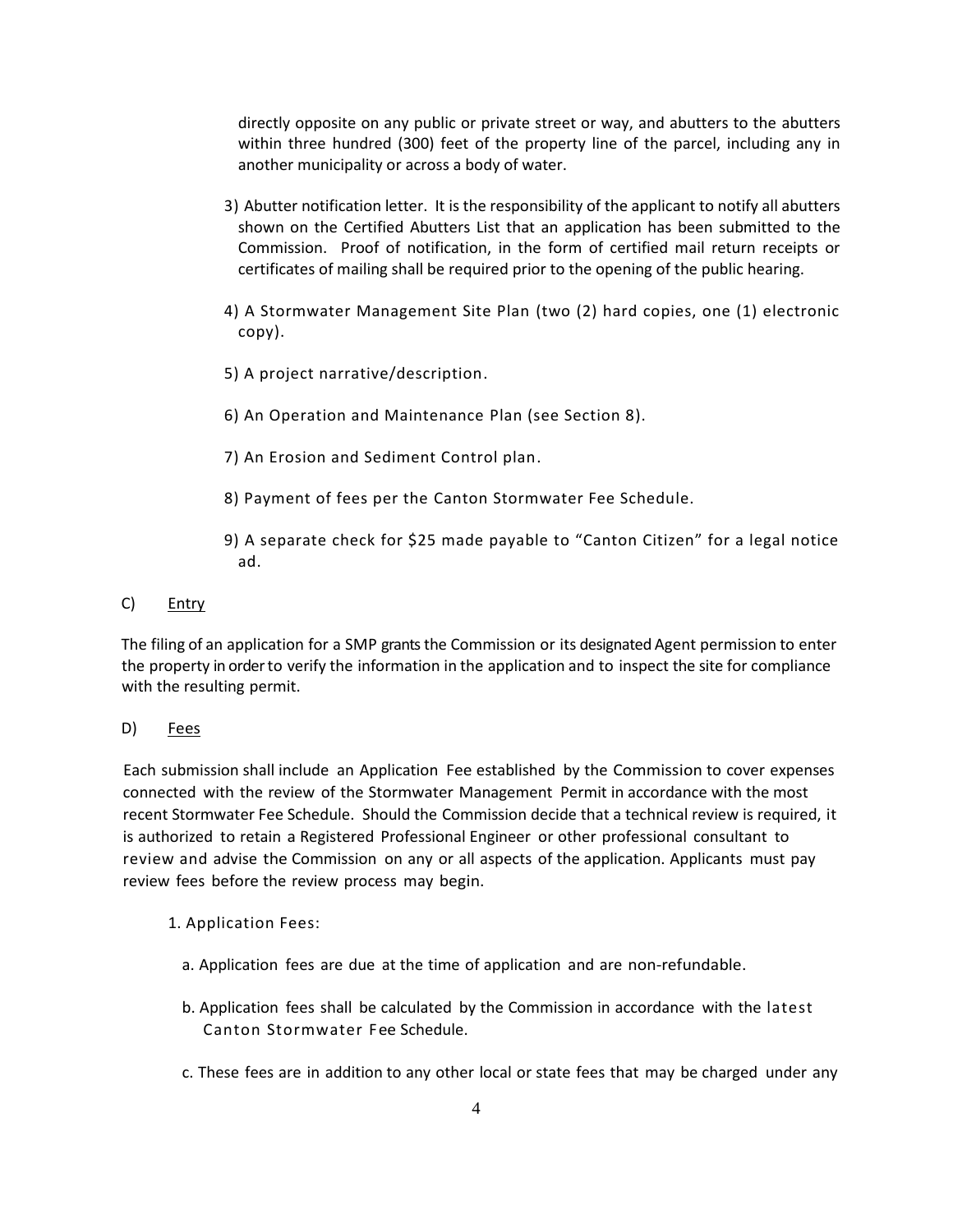directly opposite on any public or private street or way, and abutters to the abutters within three hundred (300) feet of the property line of the parcel, including any in another municipality or across a body of water.

3) Abutter notification letter. It is the responsibility of the applicant to notify all abutters shown on the Certified Abutters List that an application has been submitted to the Commission. Proof of notification, in the form of certified mail return receipts or certificates of mailing shall be required prior to the opening of the public hearing.

4) A Stormwater Management Site Plan (two (2) hard copies, one (1) electronic copy).

5) A project narrative/description.

6) An Operation and Maintenance Plan (see Section 8).

7) An Erosion and Sediment Control plan.

8) Payment of fees per the Canton Stormwater Fee Schedule.

9) A separate check for $25 made payable to "Canton Citizen" for a legal notice ad.

C) <u>Entry</u>

The filing of an application for a SMP grants the Commission or its designated Agent permission to enter the property in order to verify the information in the application and to inspect the site for compliance with the resulting permit.

D) <u>Fees</u>

Each submission shall include an Application Fee established by the Commission to cover expenses connected with the review of the Stormwater Management Permit in accordance with the most recent Stormwater Fee Schedule. Should the Commission decide that a technical review is required, it is authorized to retain a Registered Professional Engineer or other professional consultant to review and advise the Commission on any or all aspects of the application. Applicants must pay review fees before the review process may begin.

1. Application Fees:

a. Application fees are due at the time of application and are non-refundable.

b. Application fees shall be calculated by the Commission in accordance with the latest Canton Stormwater Fee Schedule.

c. These fees are in addition to any other local or state fees that may be charged under any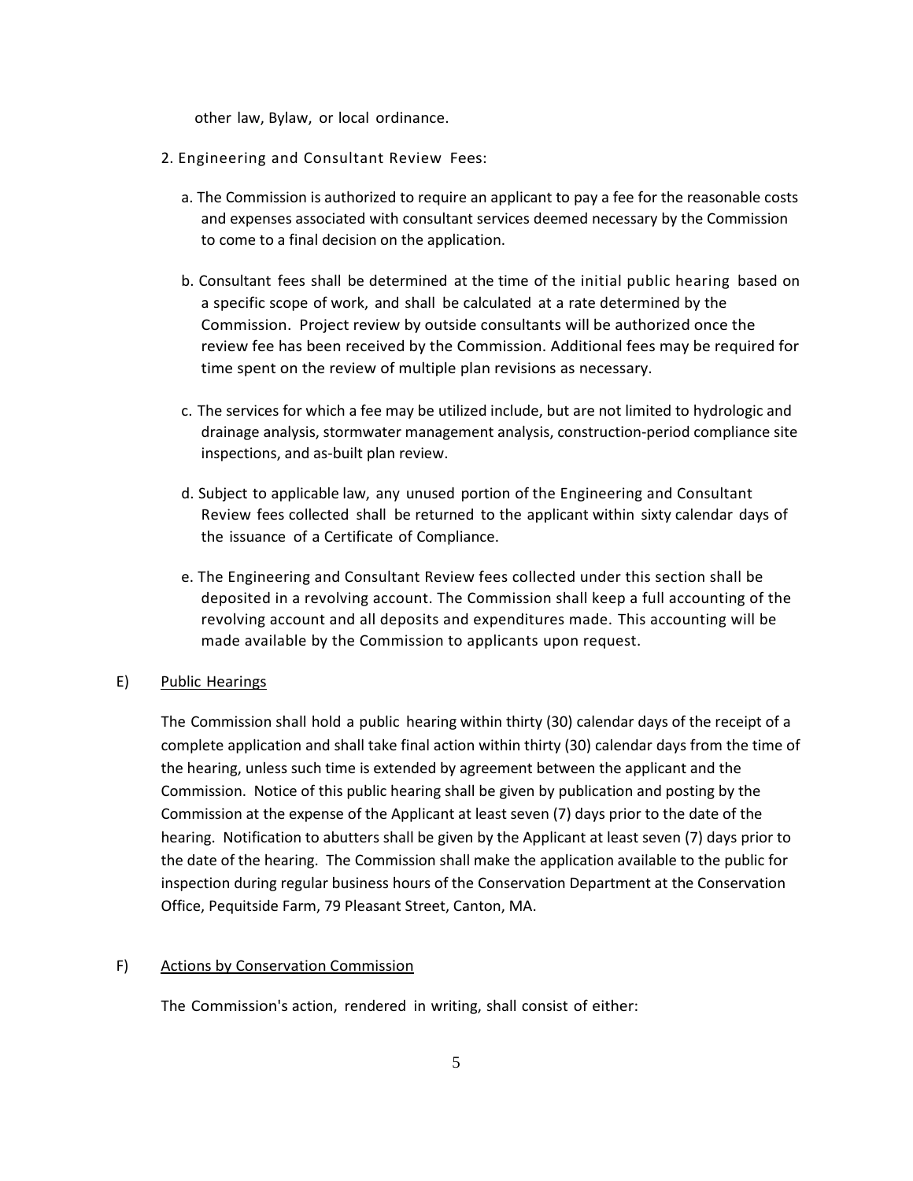other law, Bylaw, or local ordinance.

2. Engineering and Consultant Review Fees:

   a. The Commission is authorized to require an applicant to pay a fee for the reasonable costs and expenses associated with consultant services deemed necessary by the Commission to come to a final decision on the application.

   b. Consultant fees shall be determined at the time of the initial public hearing based on a specific scope of work, and shall be calculated at a rate determined by the Commission. Project review by outside consultants will be authorized once the review fee has been received by the Commission. Additional fees may be required for time spent on the review of multiple plan revisions as necessary.

   c. The services for which a fee may be utilized include, but are not limited to hydrologic and drainage analysis, stormwater management analysis, construction-period compliance site inspections, and as-built plan review.

   d. Subject to applicable law, any unused portion of the Engineering and Consultant Review fees collected shall be returned to the applicant within sixty calendar days of the issuance of a Certificate of Compliance.

   e. The Engineering and Consultant Review fees collected under this section shall be deposited in a revolving account. The Commission shall keep a full accounting of the revolving account and all deposits and expenditures made. This accounting will be made available by the Commission to applicants upon request.

E) <u>Public Hearings</u>

The Commission shall hold a public hearing within thirty (30) calendar days of the receipt of a complete application and shall take final action within thirty (30) calendar days from the time of the hearing, unless such time is extended by agreement between the applicant and the Commission. Notice of this public hearing shall be given by publication and posting by the Commission at the expense of the Applicant at least seven (7) days prior to the date of the hearing. Notification to abutters shall be given by the Applicant at least seven (7) days prior to the date of the hearing. The Commission shall make the application available to the public for inspection during regular business hours of the Conservation Department at the Conservation Office, Pequitside Farm, 79 Pleasant Street, Canton, MA.

F) <u>Actions by Conservation Commission</u>

The Commission's action, rendered in writing, shall consist of either: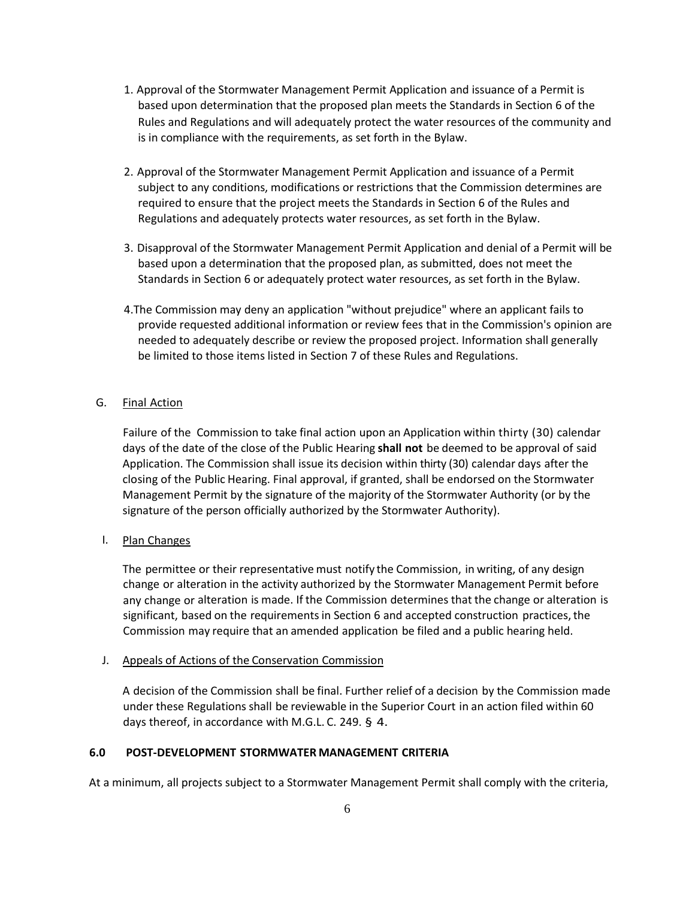1. Approval of the Stormwater Management Permit Application and issuance of a Permit is based upon determination that the proposed plan meets the Standards in Section 6 of the Rules and Regulations and will adequately protect the water resources of the community and is in compliance with the requirements, as set forth in the Bylaw.

2. Approval of the Stormwater Management Permit Application and issuance of a Permit subject to any conditions, modifications or restrictions that the Commission determines are required to ensure that the project meets the Standards in Section 6 of the Rules and Regulations and adequately protects water resources, as set forth in the Bylaw.

3. Disapproval of the Stormwater Management Permit Application and denial of a Permit will be based upon a determination that the proposed plan, as submitted, does not meet the Standards in Section 6 or adequately protect water resources, as set forth in the Bylaw.

4. The Commission may deny an application "without prejudice" where an applicant fails to provide requested additional information or review fees that in the Commission's opinion are needed to adequately describe or review the proposed project. Information shall generally be limited to those items listed in Section 7 of these Rules and Regulations.

G. Final Action

Failure of the Commission to take final action upon an Application within thirty (30) calendar days of the date of the close of the Public Hearing **shall not** be deemed to be approval of said Application. The Commission shall issue its decision within thirty (30) calendar days after the closing of the Public Hearing. Final approval, if granted, shall be endorsed on the Stormwater Management Permit by the signature of the majority of the Stormwater Authority (or by the signature of the person officially authorized by the Stormwater Authority).

I. Plan Changes

The permittee or their representative must notify the Commission, in writing, of any design change or alteration in the activity authorized by the Stormwater Management Permit before any change or alteration is made. If the Commission determines that the change or alteration is significant, based on the requirements in Section 6 and accepted construction practices, the Commission may require that an amended application be filed and a public hearing held.

J. Appeals of Actions of the Conservation Commission

A decision of the Commission shall be final. Further relief of a decision by the Commission made under these Regulations shall be reviewable in the Superior Court in an action filed within 60 days thereof, in accordance with M.G.L. C. 249. § 4.

## 6.0 POST-DEVELOPMENT STORMWATER MANAGEMENT CRITERIA

At a minimum, all projects subject to a Stormwater Management Permit shall comply with the criteria,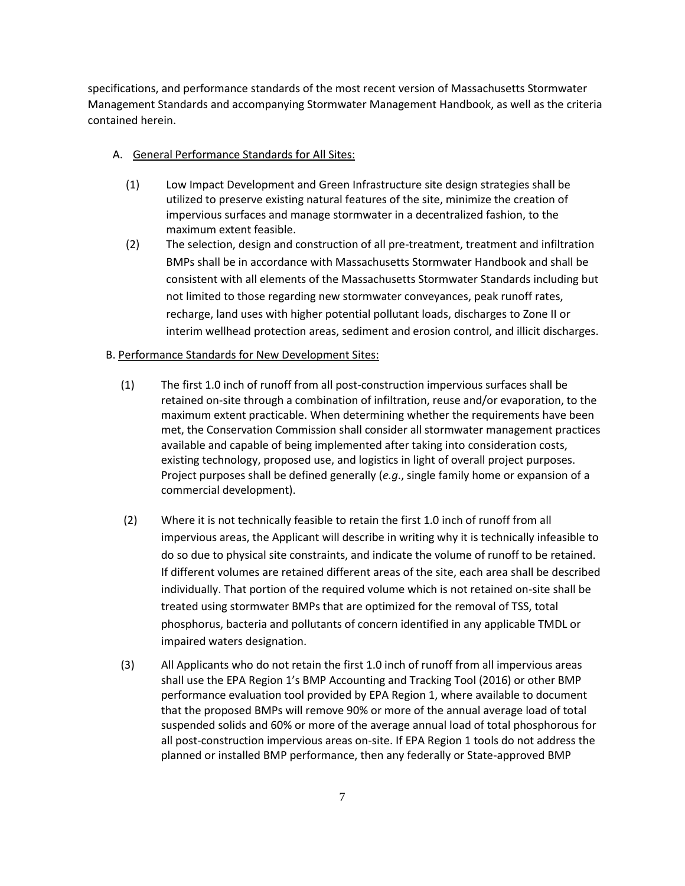specifications, and performance standards of the most recent version of Massachusetts Stormwater Management Standards and accompanying Stormwater Management Handbook, as well as the criteria contained herein.

A. <u>General Performance Standards for All Sites:</u>

(1) Low Impact Development and Green Infrastructure site design strategies shall be utilized to preserve existing natural features of the site, minimize the creation of impervious surfaces and manage stormwater in a decentralized fashion, to the maximum extent feasible.

(2) The selection, design and construction of all pre-treatment, treatment and infiltration BMPs shall be in accordance with Massachusetts Stormwater Handbook and shall be consistent with all elements of the Massachusetts Stormwater Standards including but not limited to those regarding new stormwater conveyances, peak runoff rates, recharge, land uses with higher potential pollutant loads, discharges to Zone II or interim wellhead protection areas, sediment and erosion control, and illicit discharges.

B. <u>Performance Standards for New Development Sites:</u>

(1) The first 1.0 inch of runoff from all post-construction impervious surfaces shall be retained on-site through a combination of infiltration, reuse and/or evaporation, to the maximum extent practicable. When determining whether the requirements have been met, the Conservation Commission shall consider all stormwater management practices available and capable of being implemented after taking into consideration costs, existing technology, proposed use, and logistics in light of overall project purposes. Project purposes shall be defined generally (*e.g.*, single family home or expansion of a commercial development).

(2) Where it is not technically feasible to retain the first 1.0 inch of runoff from all impervious areas, the Applicant will describe in writing why it is technically infeasible to do so due to physical site constraints, and indicate the volume of runoff to be retained. If different volumes are retained different areas of the site, each area shall be described individually. That portion of the required volume which is not retained on-site shall be treated using stormwater BMPs that are optimized for the removal of TSS, total phosphorus, bacteria and pollutants of concern identified in any applicable TMDL or impaired waters designation.

(3) All Applicants who do not retain the first 1.0 inch of runoff from all impervious areas shall use the EPA Region 1's BMP Accounting and Tracking Tool (2016) or other BMP performance evaluation tool provided by EPA Region 1, where available to document that the proposed BMPs will remove 90% or more of the annual average load of total suspended solids and 60% or more of the average annual load of total phosphorous for all post-construction impervious areas on-site. If EPA Region 1 tools do not address the planned or installed BMP performance, then any federally or State-approved BMP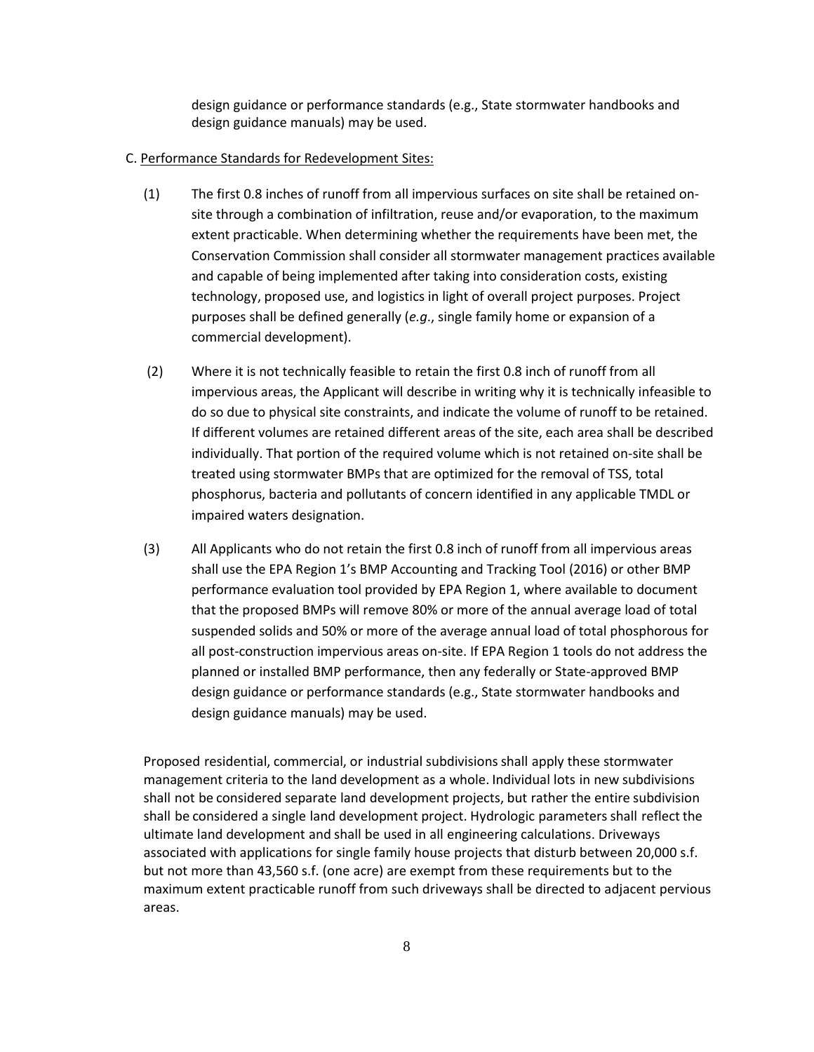design guidance or performance standards (e.g., State stormwater handbooks and design guidance manuals) may be used.

C. Performance Standards for Redevelopment Sites:

(1) The first 0.8 inches of runoff from all impervious surfaces on site shall be retained on-site through a combination of infiltration, reuse and/or evaporation, to the maximum extent practicable. When determining whether the requirements have been met, the Conservation Commission shall consider all stormwater management practices available and capable of being implemented after taking into consideration costs, existing technology, proposed use, and logistics in light of overall project purposes. Project purposes shall be defined generally (*e.g*., single family home or expansion of a commercial development).

(2) Where it is not technically feasible to retain the first 0.8 inch of runoff from all impervious areas, the Applicant will describe in writing why it is technically infeasible to do so due to physical site constraints, and indicate the volume of runoff to be retained. If different volumes are retained different areas of the site, each area shall be described individually. That portion of the required volume which is not retained on-site shall be treated using stormwater BMPs that are optimized for the removal of TSS, total phosphorus, bacteria and pollutants of concern identified in any applicable TMDL or impaired waters designation.

(3) All Applicants who do not retain the first 0.8 inch of runoff from all impervious areas shall use the EPA Region 1's BMP Accounting and Tracking Tool (2016) or other BMP performance evaluation tool provided by EPA Region 1, where available to document that the proposed BMPs will remove 80% or more of the annual average load of total suspended solids and 50% or more of the average annual load of total phosphorous for all post-construction impervious areas on-site. If EPA Region 1 tools do not address the planned or installed BMP performance, then any federally or State-approved BMP design guidance or performance standards (e.g., State stormwater handbooks and design guidance manuals) may be used.

Proposed residential, commercial, or industrial subdivisions shall apply these stormwater management criteria to the land development as a whole. Individual lots in new subdivisions shall not be considered separate land development projects, but rather the entire subdivision shall be considered a single land development project. Hydrologic parameters shall reflect the ultimate land development and shall be used in all engineering calculations. Driveways associated with applications for single family house projects that disturb between 20,000 s.f. but not more than 43,560 s.f. (one acre) are exempt from these requirements but to the maximum extent practicable runoff from such driveways shall be directed to adjacent pervious areas.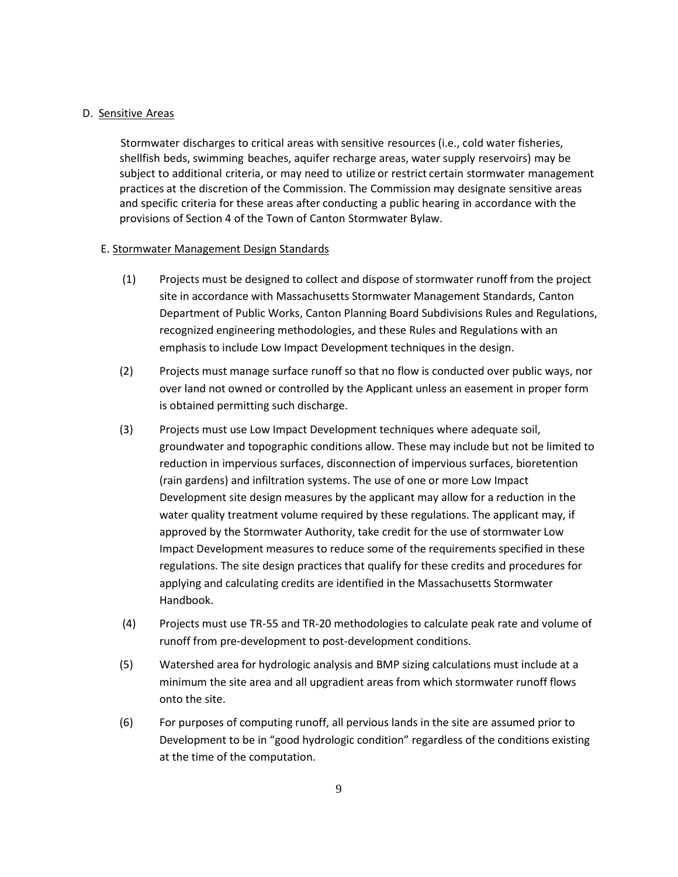D. <u>Sensitive Areas</u>

Stormwater discharges to critical areas with sensitive resources (i.e., cold water fisheries, shellfish beds, swimming beaches, aquifer recharge areas, water supply reservoirs) may be subject to additional criteria, or may need to utilize or restrict certain stormwater management practices at the discretion of the Commission. The Commission may designate sensitive areas and specific criteria for these areas after conducting a public hearing in accordance with the provisions of Section 4 of the Town of Canton Stormwater Bylaw.

E. <u>Stormwater Management Design Standards</u>

(1) Projects must be designed to collect and dispose of stormwater runoff from the project site in accordance with Massachusetts Stormwater Management Standards, Canton Department of Public Works, Canton Planning Board Subdivisions Rules and Regulations, recognized engineering methodologies, and these Rules and Regulations with an emphasis to include Low Impact Development techniques in the design.

(2) Projects must manage surface runoff so that no flow is conducted over public ways, nor over land not owned or controlled by the Applicant unless an easement in proper form is obtained permitting such discharge.

(3) Projects must use Low Impact Development techniques where adequate soil, groundwater and topographic conditions allow. These may include but not be limited to reduction in impervious surfaces, disconnection of impervious surfaces, bioretention (rain gardens) and infiltration systems. The use of one or more Low Impact Development site design measures by the applicant may allow for a reduction in the water quality treatment volume required by these regulations. The applicant may, if approved by the Stormwater Authority, take credit for the use of stormwater Low Impact Development measures to reduce some of the requirements specified in these regulations. The site design practices that qualify for these credits and procedures for applying and calculating credits are identified in the Massachusetts Stormwater Handbook.

(4) Projects must use TR-55 and TR-20 methodologies to calculate peak rate and volume of runoff from pre-development to post-development conditions.

(5) Watershed area for hydrologic analysis and BMP sizing calculations must include at a minimum the site area and all upgradient areas from which stormwater runoff flows onto the site.

(6) For purposes of computing runoff, all pervious lands in the site are assumed prior to Development to be in "good hydrologic condition" regardless of the conditions existing at the time of the computation.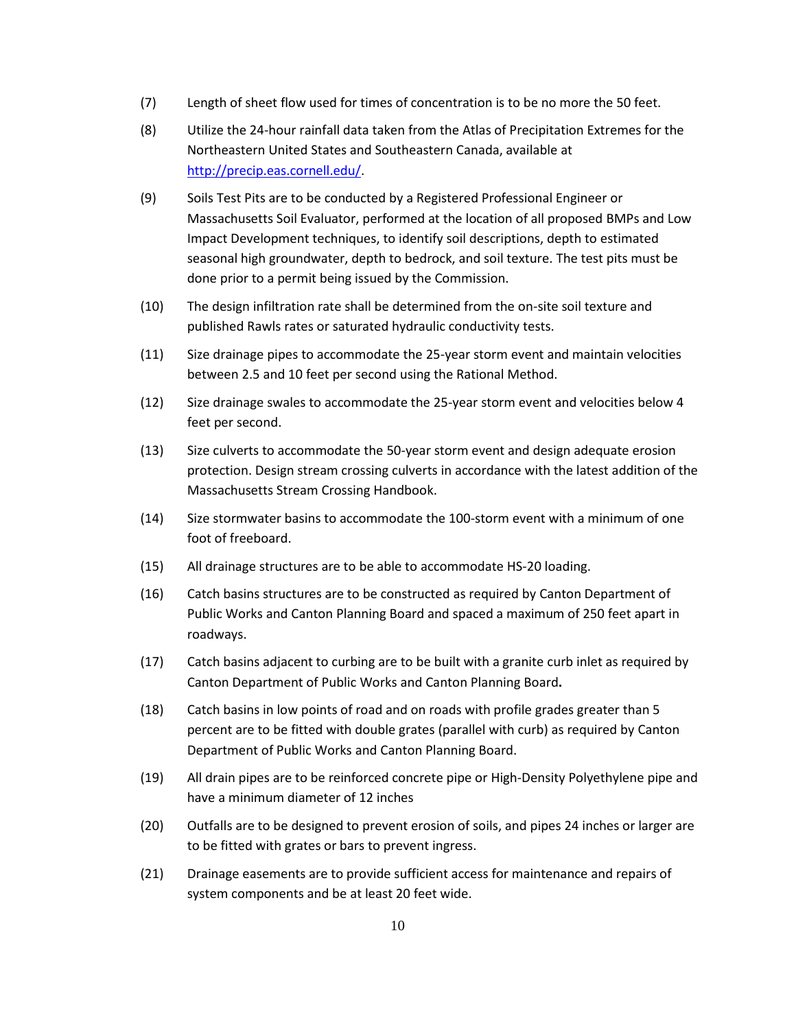(7) Length of sheet flow used for times of concentration is to be no more the 50 feet.

(8) Utilize the 24-hour rainfall data taken from the Atlas of Precipitation Extremes for the Northeastern United States and Southeastern Canada, available at [http://precip.eas.cornell.edu/](http://precip.eas.cornell.edu/).

(9) Soils Test Pits are to be conducted by a Registered Professional Engineer or Massachusetts Soil Evaluator, performed at the location of all proposed BMPs and Low Impact Development techniques, to identify soil descriptions, depth to estimated seasonal high groundwater, depth to bedrock, and soil texture. The test pits must be done prior to a permit being issued by the Commission.

(10) The design infiltration rate shall be determined from the on-site soil texture and published Rawls rates or saturated hydraulic conductivity tests.

(11) Size drainage pipes to accommodate the 25-year storm event and maintain velocities between 2.5 and 10 feet per second using the Rational Method.

(12) Size drainage swales to accommodate the 25-year storm event and velocities below 4 feet per second.

(13) Size culverts to accommodate the 50-year storm event and design adequate erosion protection. Design stream crossing culverts in accordance with the latest addition of the Massachusetts Stream Crossing Handbook.

(14) Size stormwater basins to accommodate the 100-storm event with a minimum of one foot of freeboard.

(15) All drainage structures are to be able to accommodate HS-20 loading.

(16) Catch basins structures are to be constructed as required by Canton Department of Public Works and Canton Planning Board and spaced a maximum of 250 feet apart in roadways.

(17) Catch basins adjacent to curbing are to be built with a granite curb inlet as required by Canton Department of Public Works and Canton Planning Board.

(18) Catch basins in low points of road and on roads with profile grades greater than 5 percent are to be fitted with double grates (parallel with curb) as required by Canton Department of Public Works and Canton Planning Board.

(19) All drain pipes are to be reinforced concrete pipe or High-Density Polyethylene pipe and have a minimum diameter of 12 inches

(20) Outfalls are to be designed to prevent erosion of soils, and pipes 24 inches or larger are to be fitted with grates or bars to prevent ingress.

(21) Drainage easements are to provide sufficient access for maintenance and repairs of system components and be at least 20 feet wide.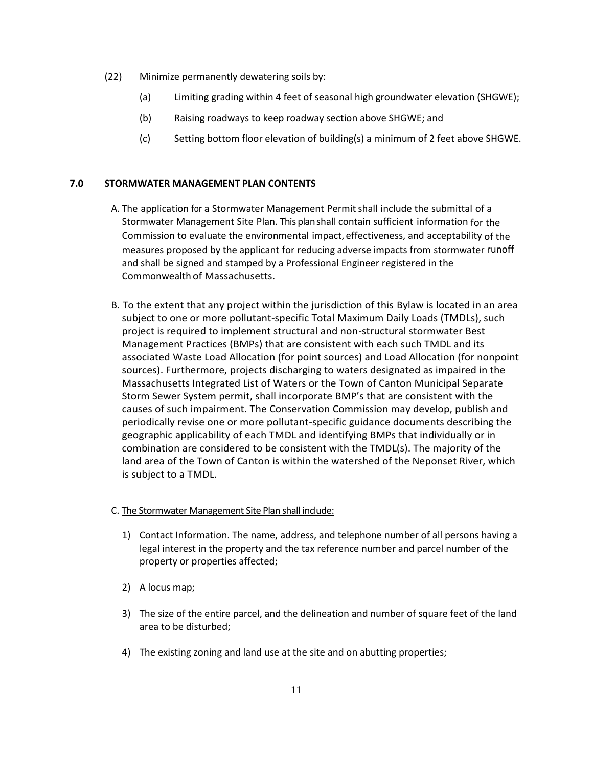(22) Minimize permanently dewatering soils by:

(a) Limiting grading within 4 feet of seasonal high groundwater elevation (SHGWE);

(b) Raising roadways to keep roadway section above SHGWE; and

(c) Setting bottom floor elevation of building(s) a minimum of 2 feet above SHGWE.

## 7.0 STORMWATER MANAGEMENT PLAN CONTENTS

A. The application for a Stormwater Management Permit shall include the submittal of a Stormwater Management Site Plan. This plan shall contain sufficient information for the Commission to evaluate the environmental impact, effectiveness, and acceptability of the measures proposed by the applicant for reducing adverse impacts from stormwater runoff and shall be signed and stamped by a Professional Engineer registered in the Commonwealth of Massachusetts.

B. To the extent that any project within the jurisdiction of this Bylaw is located in an area subject to one or more pollutant-specific Total Maximum Daily Loads (TMDLs), such project is required to implement structural and non-structural stormwater Best Management Practices (BMPs) that are consistent with each such TMDL and its associated Waste Load Allocation (for point sources) and Load Allocation (for nonpoint sources). Furthermore, projects discharging to waters designated as impaired in the Massachusetts Integrated List of Waters or the Town of Canton Municipal Separate Storm Sewer System permit, shall incorporate BMP's that are consistent with the causes of such impairment. The Conservation Commission may develop, publish and periodically revise one or more pollutant-specific guidance documents describing the geographic applicability of each TMDL and identifying BMPs that individually or in combination are considered to be consistent with the TMDL(s). The majority of the land area of the Town of Canton is within the watershed of the Neponset River, which is subject to a TMDL.

C. The Stormwater Management Site Plan shall include:

1) Contact Information. The name, address, and telephone number of all persons having a legal interest in the property and the tax reference number and parcel number of the property or properties affected;

2) A locus map;

3) The size of the entire parcel, and the delineation and number of square feet of the land area to be disturbed;

4) The existing zoning and land use at the site and on abutting properties;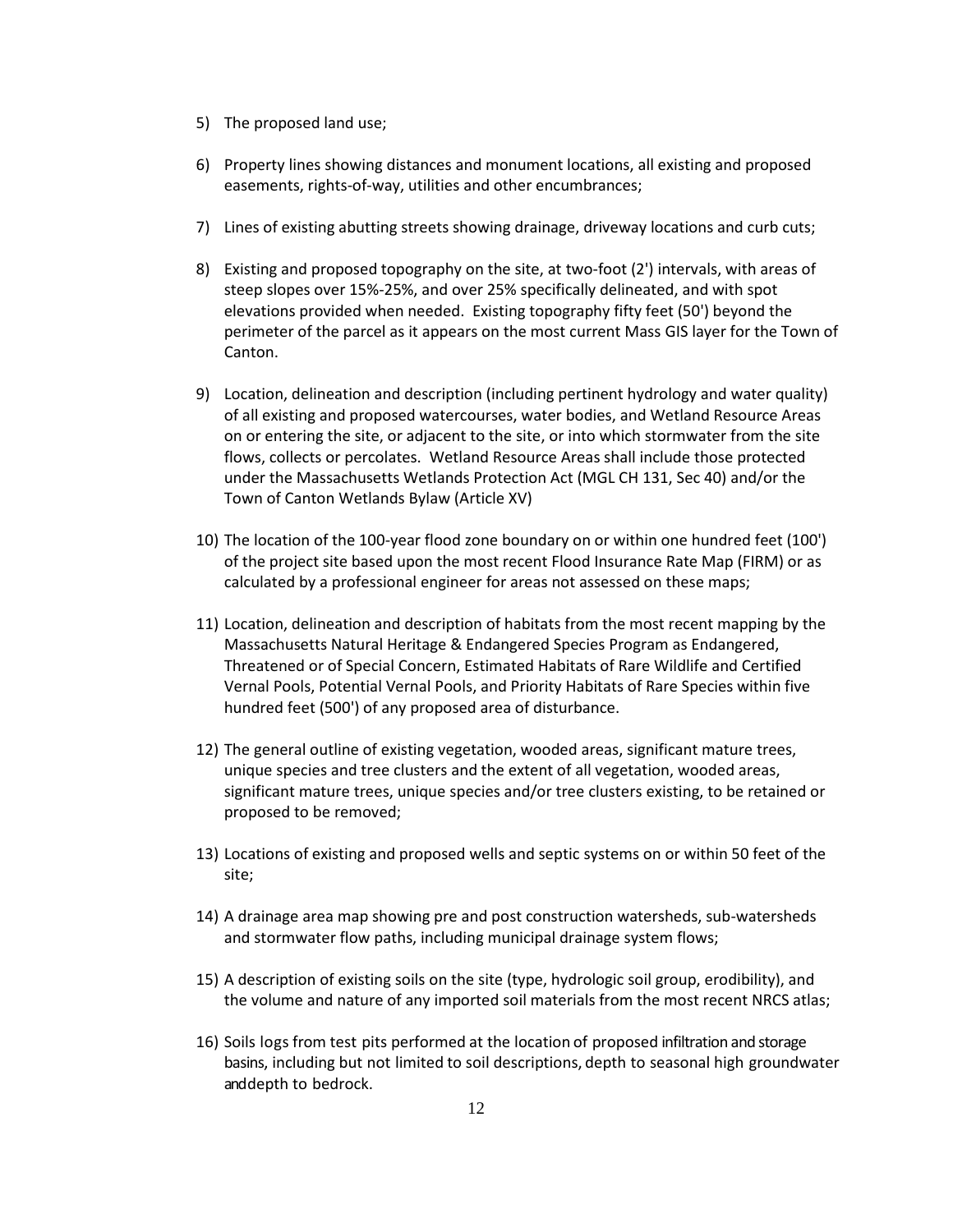5) The proposed land use;

6) Property lines showing distances and monument locations, all existing and proposed easements, rights-of-way, utilities and other encumbrances;

7) Lines of existing abutting streets showing drainage, driveway locations and curb cuts;

8) Existing and proposed topography on the site, at two-foot (2') intervals, with areas of steep slopes over 15%-25%, and over 25% specifically delineated, and with spot elevations provided when needed. Existing topography fifty feet (50') beyond the perimeter of the parcel as it appears on the most current Mass GIS layer for the Town of Canton.

9) Location, delineation and description (including pertinent hydrology and water quality) of all existing and proposed watercourses, water bodies, and Wetland Resource Areas on or entering the site, or adjacent to the site, or into which stormwater from the site flows, collects or percolates. Wetland Resource Areas shall include those protected under the Massachusetts Wetlands Protection Act (MGL CH 131, Sec 40) and/or the Town of Canton Wetlands Bylaw (Article XV)

10) The location of the 100-year flood zone boundary on or within one hundred feet (100') of the project site based upon the most recent Flood Insurance Rate Map (FIRM) or as calculated by a professional engineer for areas not assessed on these maps;

11) Location, delineation and description of habitats from the most recent mapping by the Massachusetts Natural Heritage & Endangered Species Program as Endangered, Threatened or of Special Concern, Estimated Habitats of Rare Wildlife and Certified Vernal Pools, Potential Vernal Pools, and Priority Habitats of Rare Species within five hundred feet (500') of any proposed area of disturbance.

12) The general outline of existing vegetation, wooded areas, significant mature trees, unique species and tree clusters and the extent of all vegetation, wooded areas, significant mature trees, unique species and/or tree clusters existing, to be retained or proposed to be removed;

13) Locations of existing and proposed wells and septic systems on or within 50 feet of the site;

14) A drainage area map showing pre and post construction watersheds, sub-watersheds and stormwater flow paths, including municipal drainage system flows;

15) A description of existing soils on the site (type, hydrologic soil group, erodibility), and the volume and nature of any imported soil materials from the most recent NRCS atlas;

16) Soils logs from test pits performed at the location of proposed infiltration and storage basins, including but not limited to soil descriptions, depth to seasonal high groundwater anddepth to bedrock.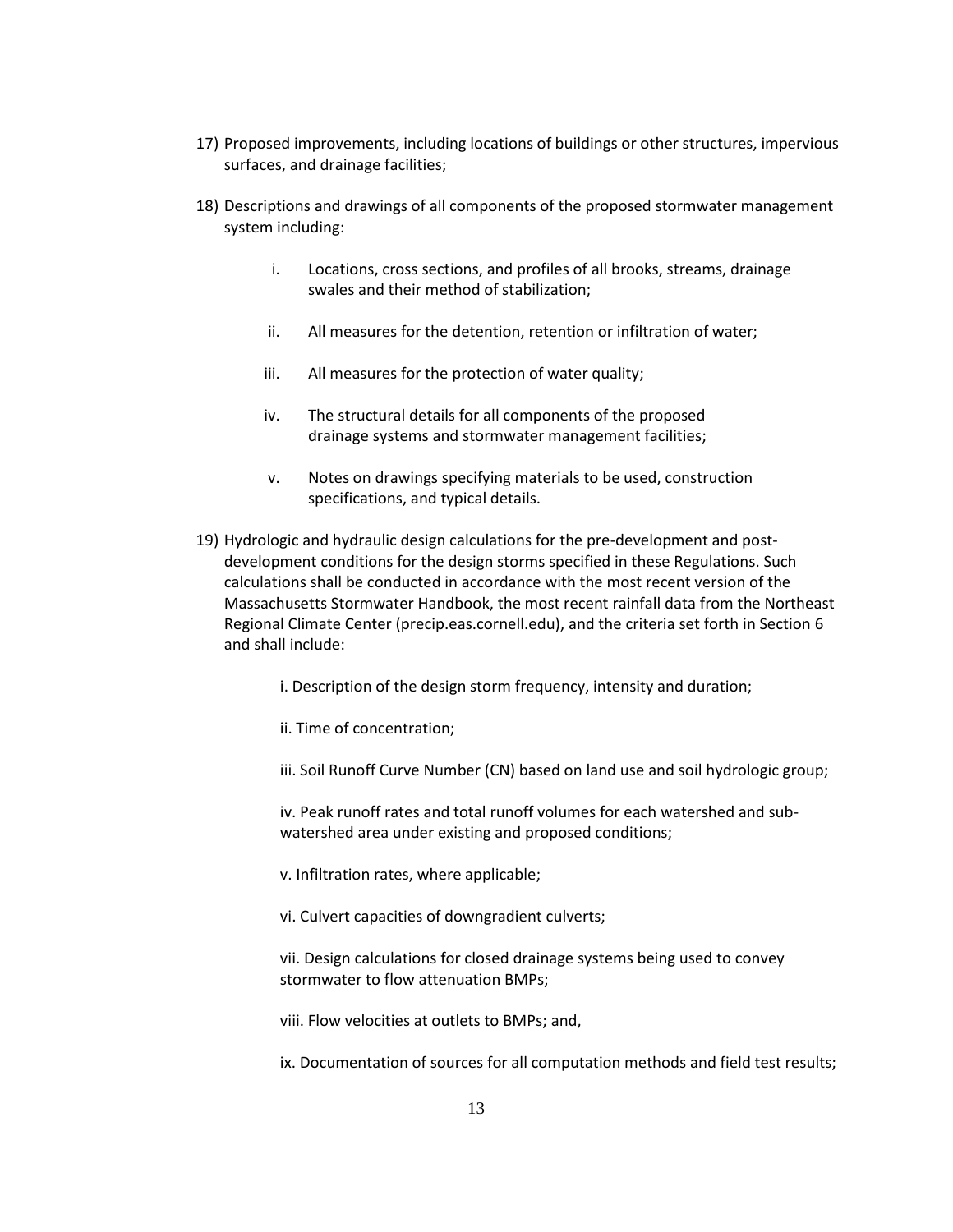17) Proposed improvements, including locations of buildings or other structures, impervious surfaces, and drainage facilities;

18) Descriptions and drawings of all components of the proposed stormwater management system including:

    i. Locations, cross sections, and profiles of all brooks, streams, drainage swales and their method of stabilization;

    ii. All measures for the detention, retention or infiltration of water;

    iii. All measures for the protection of water quality;

    iv. The structural details for all components of the proposed drainage systems and stormwater management facilities;

    v. Notes on drawings specifying materials to be used, construction specifications, and typical details.

19) Hydrologic and hydraulic design calculations for the pre-development and post-development conditions for the design storms specified in these Regulations. Such calculations shall be conducted in accordance with the most recent version of the Massachusetts Stormwater Handbook, the most recent rainfall data from the Northeast Regional Climate Center (precip.eas.cornell.edu), and the criteria set forth in Section 6 and shall include:

    i. Description of the design storm frequency, intensity and duration;

    ii. Time of concentration;

    iii. Soil Runoff Curve Number (CN) based on land use and soil hydrologic group;

    iv. Peak runoff rates and total runoff volumes for each watershed and sub-watershed area under existing and proposed conditions;

    v. Infiltration rates, where applicable;

    vi. Culvert capacities of downgradient culverts;

    vii. Design calculations for closed drainage systems being used to convey stormwater to flow attenuation BMPs;

    viii. Flow velocities at outlets to BMPs; and,

    ix. Documentation of sources for all computation methods and field test results;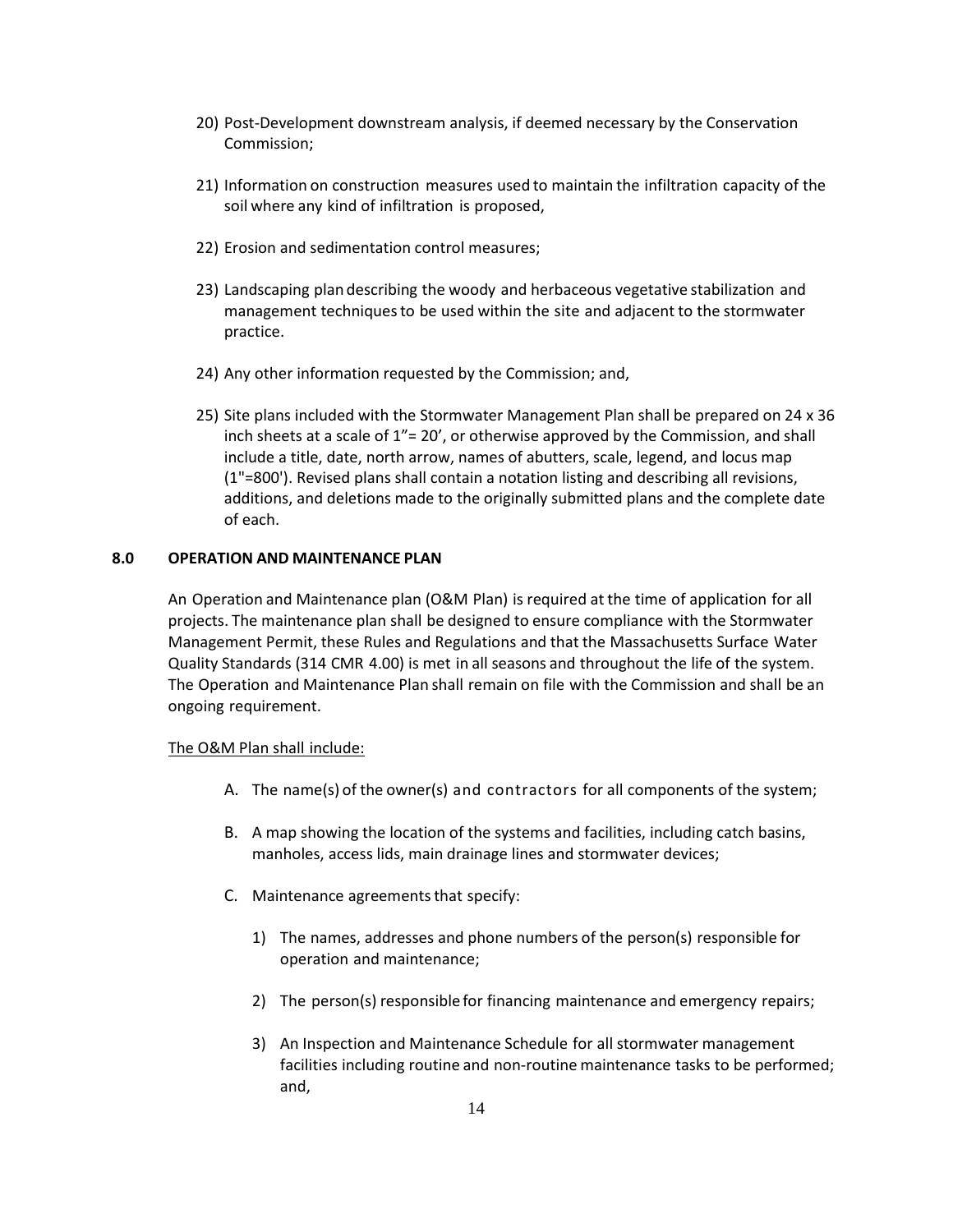20) Post-Development downstream analysis, if deemed necessary by the Conservation Commission;

21) Information on construction measures used to maintain the infiltration capacity of the soil where any kind of infiltration is proposed,

22) Erosion and sedimentation control measures;

23) Landscaping plan describing the woody and herbaceous vegetative stabilization and management techniques to be used within the site and adjacent to the stormwater practice.

24) Any other information requested by the Commission; and,

25) Site plans included with the Stormwater Management Plan shall be prepared on 24 x 36 inch sheets at a scale of 1"= 20', or otherwise approved by the Commission, and shall include a title, date, north arrow, names of abutters, scale, legend, and locus map (1"=800'). Revised plans shall contain a notation listing and describing all revisions, additions, and deletions made to the originally submitted plans and the complete date of each.

## 8.0 OPERATION AND MAINTENANCE PLAN

An Operation and Maintenance plan (O&M Plan) is required at the time of application for all projects. The maintenance plan shall be designed to ensure compliance with the Stormwater Management Permit, these Rules and Regulations and that the Massachusetts Surface Water Quality Standards (314 CMR 4.00) is met in all seasons and throughout the life of the system. The Operation and Maintenance Plan shall remain on file with the Commission and shall be an ongoing requirement.

<u>The O&M Plan shall include:</u>

A. The name(s) of the owner(s) and contractors for all components of the system;

B. A map showing the location of the systems and facilities, including catch basins, manholes, access lids, main drainage lines and stormwater devices;

C. Maintenance agreements that specify:

   1) The names, addresses and phone numbers of the person(s) responsible for operation and maintenance;

   2) The person(s) responsible for financing maintenance and emergency repairs;

   3) An Inspection and Maintenance Schedule for all stormwater management facilities including routine and non-routine maintenance tasks to be performed; and,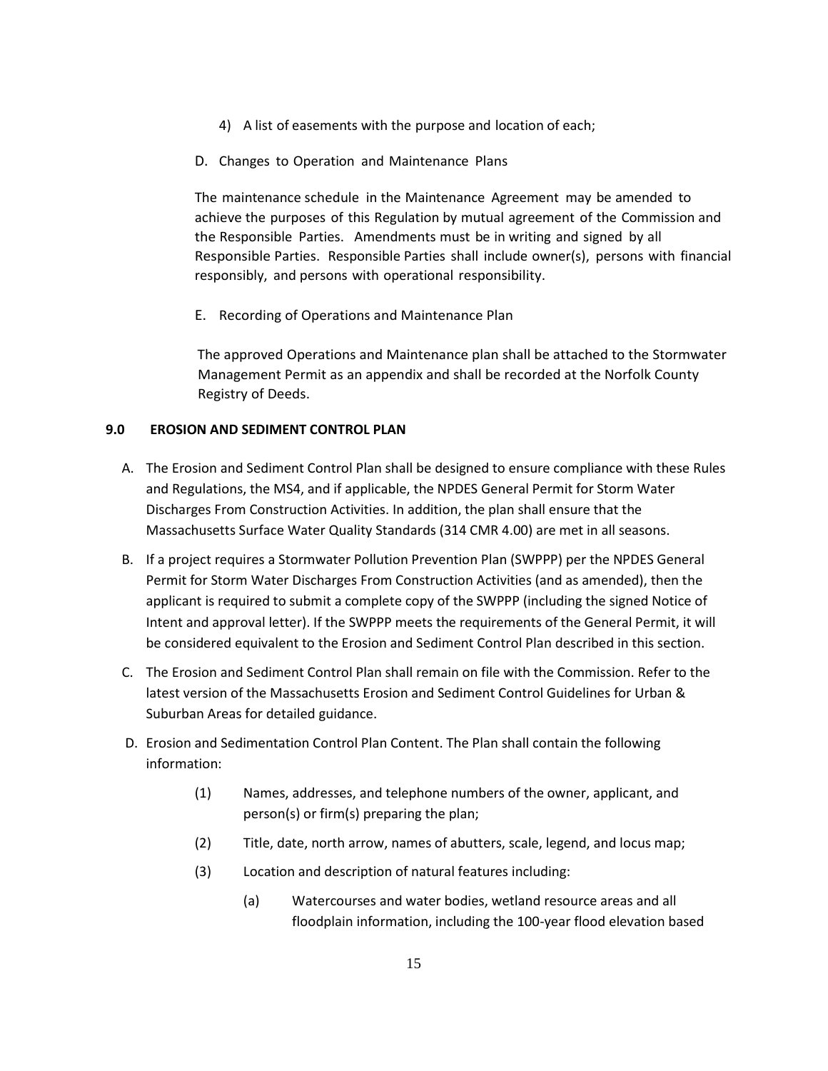4) A list of easements with the purpose and location of each;

D. Changes to Operation and Maintenance Plans

The maintenance schedule in the Maintenance Agreement may be amended to achieve the purposes of this Regulation by mutual agreement of the Commission and the Responsible Parties. Amendments must be in writing and signed by all Responsible Parties. Responsible Parties shall include owner(s), persons with financial responsibly, and persons with operational responsibility.

E. Recording of Operations and Maintenance Plan

The approved Operations and Maintenance plan shall be attached to the Stormwater Management Permit as an appendix and shall be recorded at the Norfolk County Registry of Deeds.

## 9.0 EROSION AND SEDIMENT CONTROL PLAN

A. The Erosion and Sediment Control Plan shall be designed to ensure compliance with these Rules and Regulations, the MS4, and if applicable, the NPDES General Permit for Storm Water Discharges From Construction Activities. In addition, the plan shall ensure that the Massachusetts Surface Water Quality Standards (314 CMR 4.00) are met in all seasons.

B. If a project requires a Stormwater Pollution Prevention Plan (SWPPP) per the NPDES General Permit for Storm Water Discharges From Construction Activities (and as amended), then the applicant is required to submit a complete copy of the SWPPP (including the signed Notice of Intent and approval letter). If the SWPPP meets the requirements of the General Permit, it will be considered equivalent to the Erosion and Sediment Control Plan described in this section.

C. The Erosion and Sediment Control Plan shall remain on file with the Commission. Refer to the latest version of the Massachusetts Erosion and Sediment Control Guidelines for Urban & Suburban Areas for detailed guidance.

D. Erosion and Sedimentation Control Plan Content. The Plan shall contain the following information:

(1) Names, addresses, and telephone numbers of the owner, applicant, and person(s) or firm(s) preparing the plan;

(2) Title, date, north arrow, names of abutters, scale, legend, and locus map;

(3) Location and description of natural features including:

(a) Watercourses and water bodies, wetland resource areas and all floodplain information, including the 100-year flood elevation based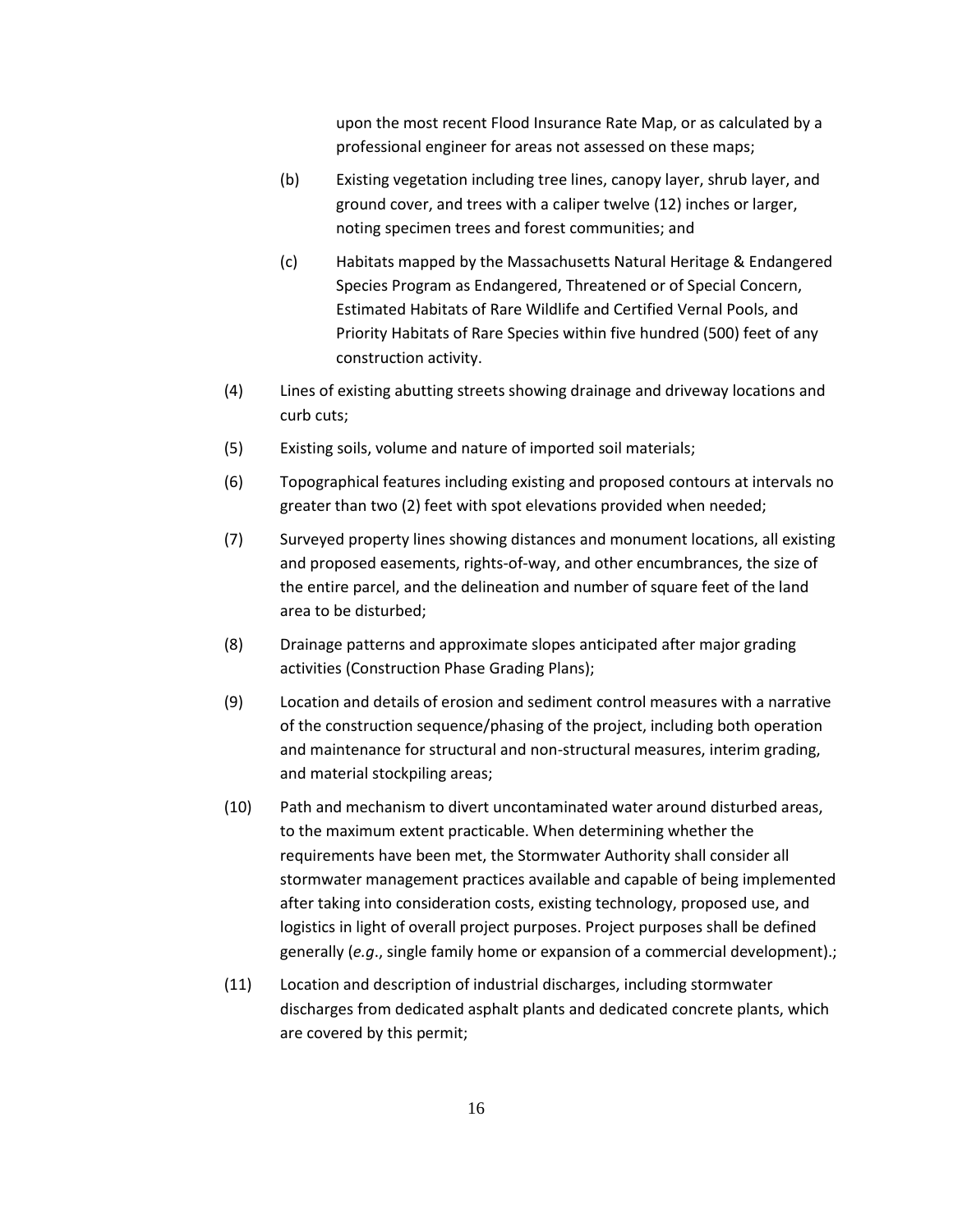upon the most recent Flood Insurance Rate Map, or as calculated by a professional engineer for areas not assessed on these maps;

(b) Existing vegetation including tree lines, canopy layer, shrub layer, and ground cover, and trees with a caliper twelve (12) inches or larger, noting specimen trees and forest communities; and

(c) Habitats mapped by the Massachusetts Natural Heritage & Endangered Species Program as Endangered, Threatened or of Special Concern, Estimated Habitats of Rare Wildlife and Certified Vernal Pools, and Priority Habitats of Rare Species within five hundred (500) feet of any construction activity.

(4) Lines of existing abutting streets showing drainage and driveway locations and curb cuts;

(5) Existing soils, volume and nature of imported soil materials;

(6) Topographical features including existing and proposed contours at intervals no greater than two (2) feet with spot elevations provided when needed;

(7) Surveyed property lines showing distances and monument locations, all existing and proposed easements, rights-of-way, and other encumbrances, the size of the entire parcel, and the delineation and number of square feet of the land area to be disturbed;

(8) Drainage patterns and approximate slopes anticipated after major grading activities (Construction Phase Grading Plans);

(9) Location and details of erosion and sediment control measures with a narrative of the construction sequence/phasing of the project, including both operation and maintenance for structural and non-structural measures, interim grading, and material stockpiling areas;

(10) Path and mechanism to divert uncontaminated water around disturbed areas, to the maximum extent practicable. When determining whether the requirements have been met, the Stormwater Authority shall consider all stormwater management practices available and capable of being implemented after taking into consideration costs, existing technology, proposed use, and logistics in light of overall project purposes. Project purposes shall be defined generally (*e.g*., single family home or expansion of a commercial development).;

(11) Location and description of industrial discharges, including stormwater discharges from dedicated asphalt plants and dedicated concrete plants, which are covered by this permit;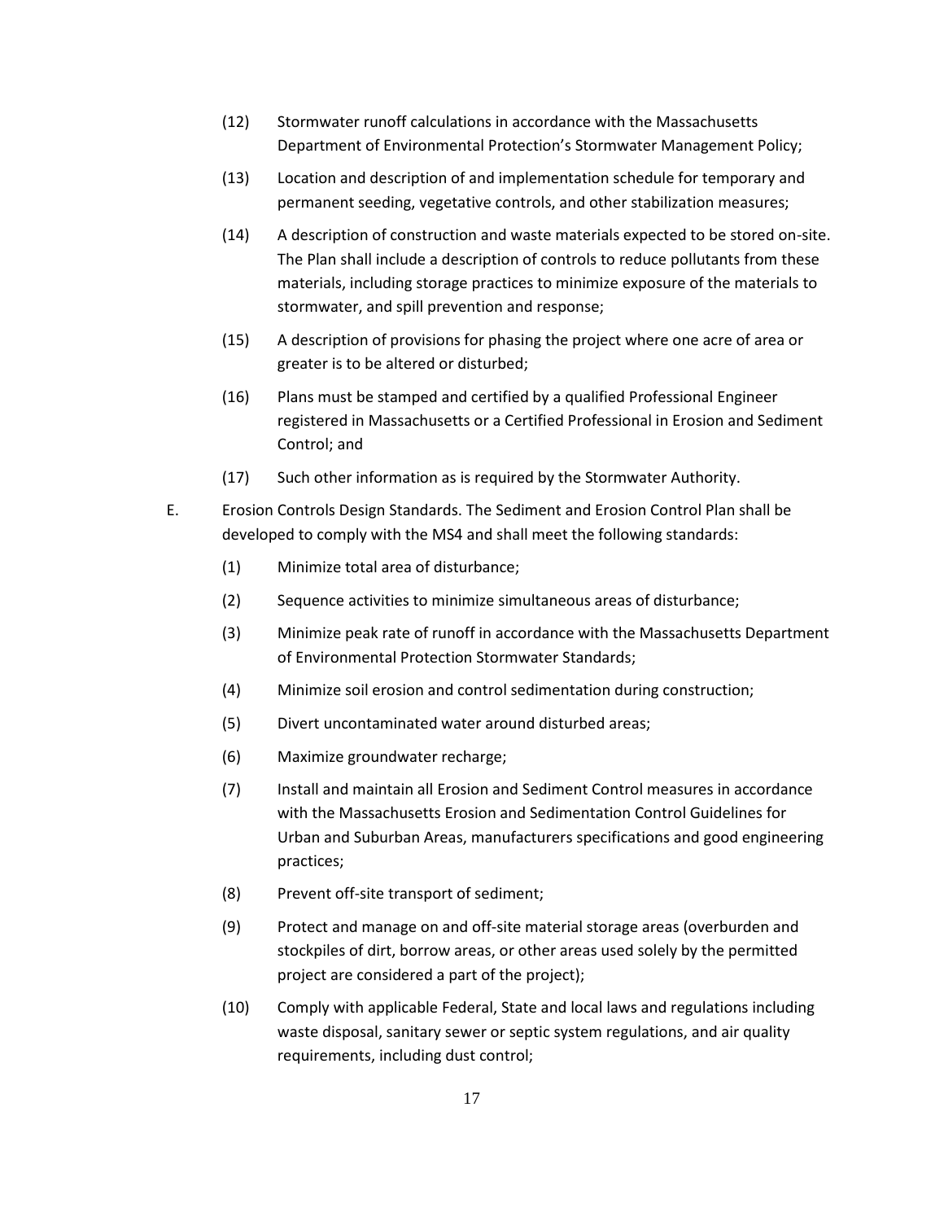(12) Stormwater runoff calculations in accordance with the Massachusetts Department of Environmental Protection's Stormwater Management Policy;

(13) Location and description of and implementation schedule for temporary and permanent seeding, vegetative controls, and other stabilization measures;

(14) A description of construction and waste materials expected to be stored on-site. The Plan shall include a description of controls to reduce pollutants from these materials, including storage practices to minimize exposure of the materials to stormwater, and spill prevention and response;

(15) A description of provisions for phasing the project where one acre of area or greater is to be altered or disturbed;

(16) Plans must be stamped and certified by a qualified Professional Engineer registered in Massachusetts or a Certified Professional in Erosion and Sediment Control; and

(17) Such other information as is required by the Stormwater Authority.

E. Erosion Controls Design Standards. The Sediment and Erosion Control Plan shall be developed to comply with the MS4 and shall meet the following standards:

(1) Minimize total area of disturbance;

(2) Sequence activities to minimize simultaneous areas of disturbance;

(3) Minimize peak rate of runoff in accordance with the Massachusetts Department of Environmental Protection Stormwater Standards;

(4) Minimize soil erosion and control sedimentation during construction;

(5) Divert uncontaminated water around disturbed areas;

(6) Maximize groundwater recharge;

(7) Install and maintain all Erosion and Sediment Control measures in accordance with the Massachusetts Erosion and Sedimentation Control Guidelines for Urban and Suburban Areas, manufacturers specifications and good engineering practices;

(8) Prevent off-site transport of sediment;

(9) Protect and manage on and off-site material storage areas (overburden and stockpiles of dirt, borrow areas, or other areas used solely by the permitted project are considered a part of the project);

(10) Comply with applicable Federal, State and local laws and regulations including waste disposal, sanitary sewer or septic system regulations, and air quality requirements, including dust control;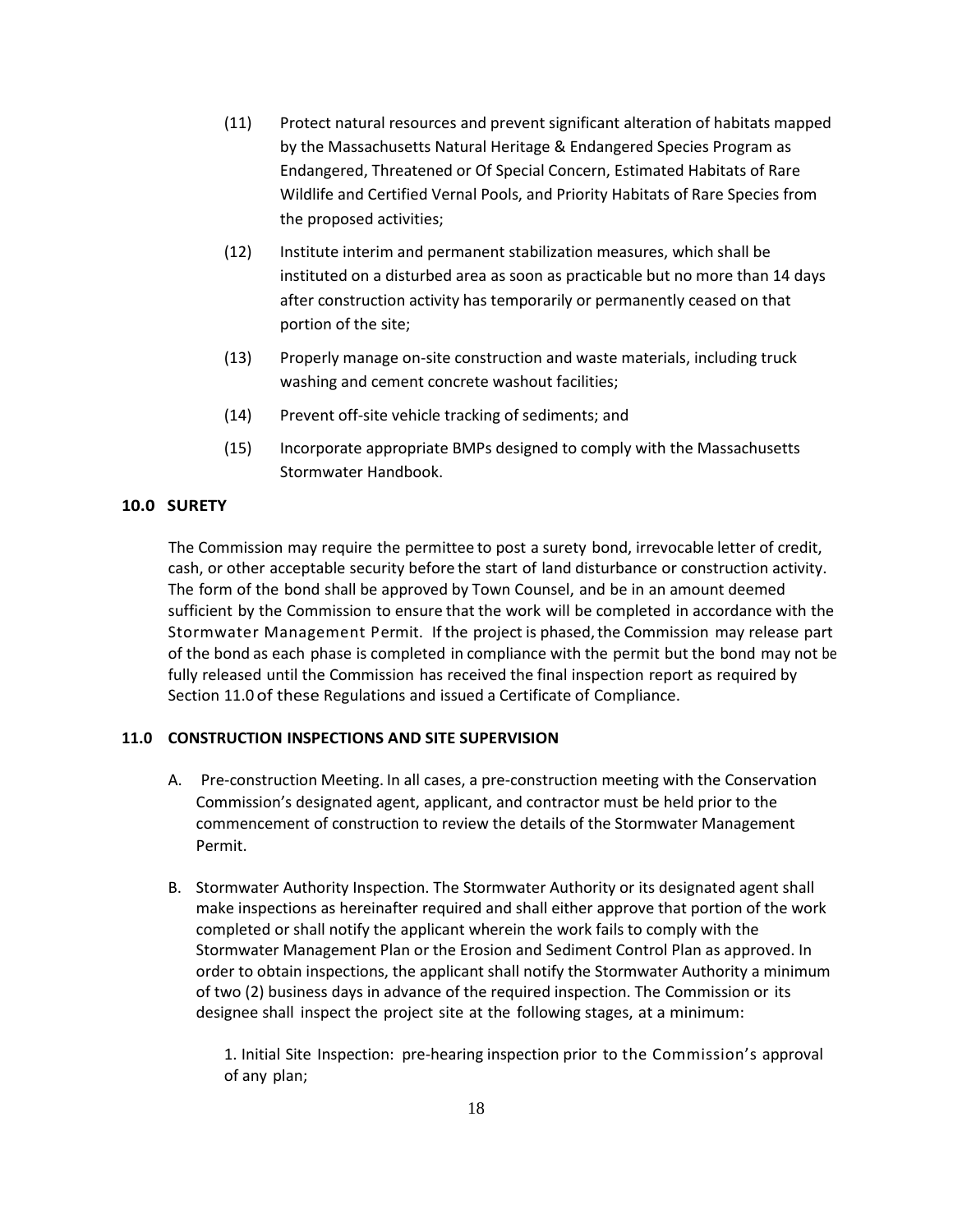(11) Protect natural resources and prevent significant alteration of habitats mapped by the Massachusetts Natural Heritage & Endangered Species Program as Endangered, Threatened or Of Special Concern, Estimated Habitats of Rare Wildlife and Certified Vernal Pools, and Priority Habitats of Rare Species from the proposed activities;

(12) Institute interim and permanent stabilization measures, which shall be instituted on a disturbed area as soon as practicable but no more than 14 days after construction activity has temporarily or permanently ceased on that portion of the site;

(13) Properly manage on-site construction and waste materials, including truck washing and cement concrete washout facilities;

(14) Prevent off-site vehicle tracking of sediments; and

(15) Incorporate appropriate BMPs designed to comply with the Massachusetts Stormwater Handbook.

## 10.0 SURETY

The Commission may require the permittee to post a surety bond, irrevocable letter of credit, cash, or other acceptable security before the start of land disturbance or construction activity. The form of the bond shall be approved by Town Counsel, and be in an amount deemed sufficient by the Commission to ensure that the work will be completed in accordance with the Stormwater Management Permit. If the project is phased, the Commission may release part of the bond as each phase is completed in compliance with the permit but the bond may not be fully released until the Commission has received the final inspection report as required by Section 11.0 of these Regulations and issued a Certificate of Compliance.

## 11.0 CONSTRUCTION INSPECTIONS AND SITE SUPERVISION

A. Pre-construction Meeting. In all cases, a pre-construction meeting with the Conservation Commission's designated agent, applicant, and contractor must be held prior to the commencement of construction to review the details of the Stormwater Management Permit.

B. Stormwater Authority Inspection. The Stormwater Authority or its designated agent shall make inspections as hereinafter required and shall either approve that portion of the work completed or shall notify the applicant wherein the work fails to comply with the Stormwater Management Plan or the Erosion and Sediment Control Plan as approved. In order to obtain inspections, the applicant shall notify the Stormwater Authority a minimum of two (2) business days in advance of the required inspection. The Commission or its designee shall inspect the project site at the following stages, at a minimum:

1. Initial Site Inspection: pre-hearing inspection prior to the Commission's approval of any plan;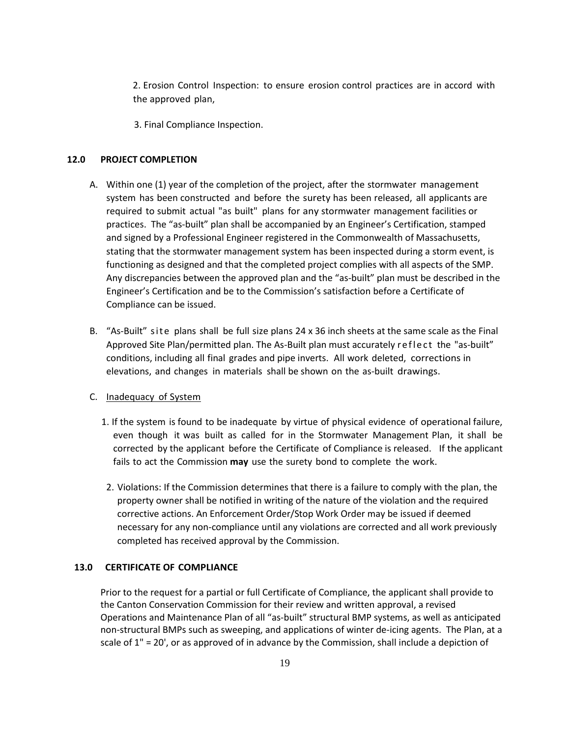2. Erosion Control Inspection: to ensure erosion control practices are in accord with the approved plan,

3. Final Compliance Inspection.

## 12.0 PROJECT COMPLETION

A. Within one (1) year of the completion of the project, after the stormwater management system has been constructed and before the surety has been released, all applicants are required to submit actual "as built" plans for any stormwater management facilities or practices. The "as-built" plan shall be accompanied by an Engineer's Certification, stamped and signed by a Professional Engineer registered in the Commonwealth of Massachusetts, stating that the stormwater management system has been inspected during a storm event, is functioning as designed and that the completed project complies with all aspects of the SMP. Any discrepancies between the approved plan and the "as-built" plan must be described in the Engineer's Certification and be to the Commission's satisfaction before a Certificate of Compliance can be issued.

B. "As-Built" site plans shall be full size plans 24 x 36 inch sheets at the same scale as the Final Approved Site Plan/permitted plan. The As-Built plan must accurately reflect the "as-built" conditions, including all final grades and pipe inverts. All work deleted, corrections in elevations, and changes in materials shall be shown on the as-built drawings.

C. Inadequacy of System

1. If the system is found to be inadequate by virtue of physical evidence of operational failure, even though it was built as called for in the Stormwater Management Plan, it shall be corrected by the applicant before the Certificate of Compliance is released. If the applicant fails to act the Commission **may** use the surety bond to complete the work.

2. Violations: If the Commission determines that there is a failure to comply with the plan, the property owner shall be notified in writing of the nature of the violation and the required corrective actions. An Enforcement Order/Stop Work Order may be issued if deemed necessary for any non-compliance until any violations are corrected and all work previously completed has received approval by the Commission.

## 13.0 CERTIFICATE OF COMPLIANCE

Prior to the request for a partial or full Certificate of Compliance, the applicant shall provide to the Canton Conservation Commission for their review and written approval, a revised Operations and Maintenance Plan of all "as-built" structural BMP systems, as well as anticipated non-structural BMPs such as sweeping, and applications of winter de-icing agents. The Plan, at a scale of 1" = 20', or as approved of in advance by the Commission, shall include a depiction of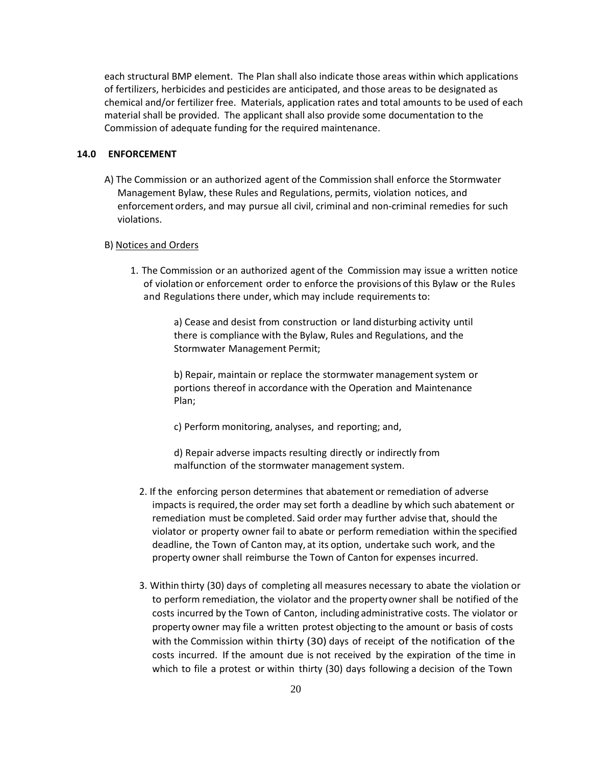each structural BMP element. The Plan shall also indicate those areas within which applications of fertilizers, herbicides and pesticides are anticipated, and those areas to be designated as chemical and/or fertilizer free. Materials, application rates and total amounts to be used of each material shall be provided. The applicant shall also provide some documentation to the Commission of adequate funding for the required maintenance.

## 14.0 ENFORCEMENT

A) The Commission or an authorized agent of the Commission shall enforce the Stormwater Management Bylaw, these Rules and Regulations, permits, violation notices, and enforcement orders, and may pursue all civil, criminal and non-criminal remedies for such violations.

B) Notices and Orders

1. The Commission or an authorized agent of the Commission may issue a written notice of violation or enforcement order to enforce the provisions of this Bylaw or the Rules and Regulations there under, which may include requirements to:

    a) Cease and desist from construction or land disturbing activity until there is compliance with the Bylaw, Rules and Regulations, and the Stormwater Management Permit;

    b) Repair, maintain or replace the stormwater management system or portions thereof in accordance with the Operation and Maintenance Plan;

    c) Perform monitoring, analyses, and reporting; and,

    d) Repair adverse impacts resulting directly or indirectly from malfunction of the stormwater management system.

2. If the enforcing person determines that abatement or remediation of adverse impacts is required, the order may set forth a deadline by which such abatement or remediation must be completed. Said order may further advise that, should the violator or property owner fail to abate or perform remediation within the specified deadline, the Town of Canton may, at its option, undertake such work, and the property owner shall reimburse the Town of Canton for expenses incurred.

3. Within thirty (30) days of completing all measures necessary to abate the violation or to perform remediation, the violator and the property owner shall be notified of the costs incurred by the Town of Canton, including administrative costs. The violator or property owner may file a written protest objecting to the amount or basis of costs with the Commission within thirty (30) days of receipt of the notification of the costs incurred. If the amount due is not received by the expiration of the time in which to file a protest or within thirty (30) days following a decision of the Town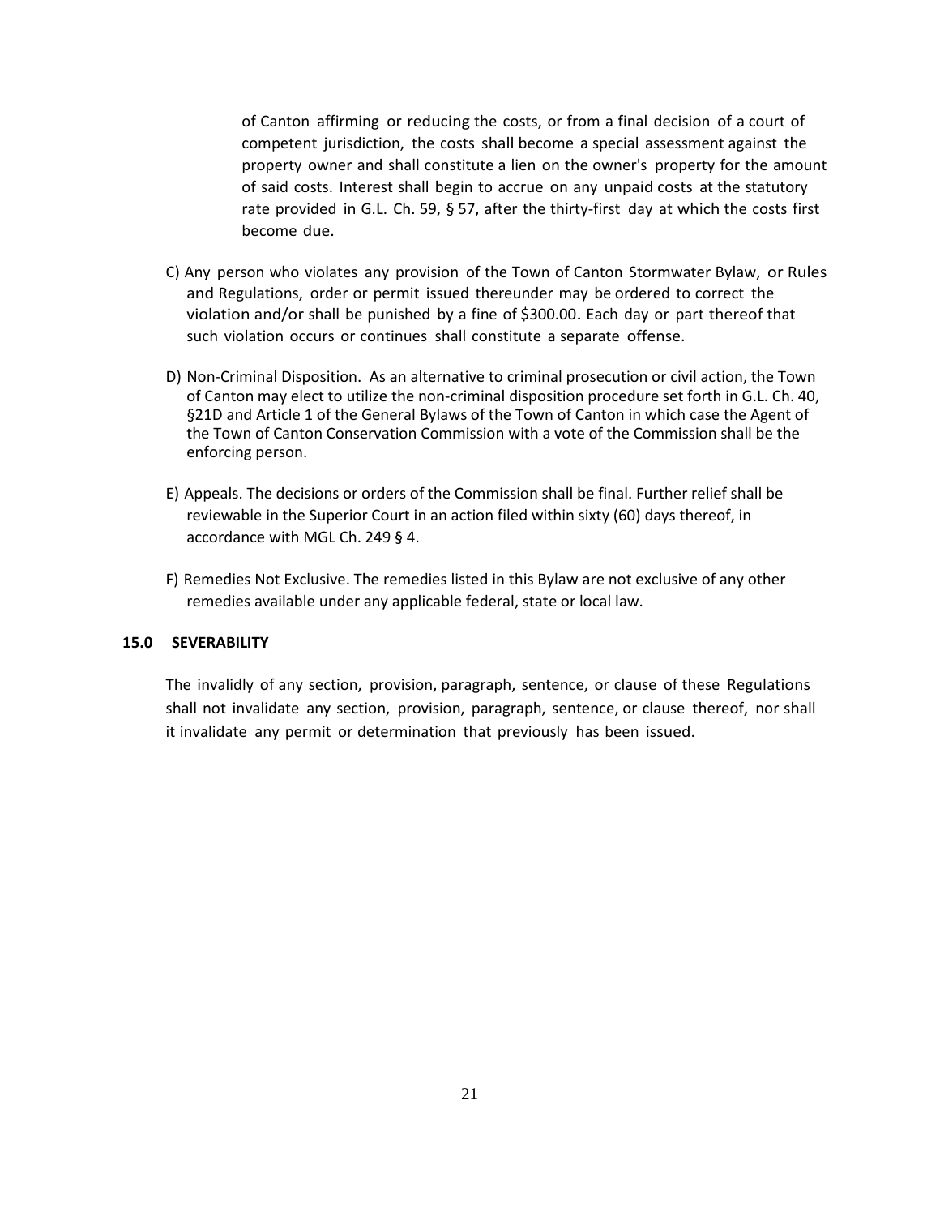of Canton affirming or reducing the costs, or from a final decision of a court of competent jurisdiction, the costs shall become a special assessment against the property owner and shall constitute a lien on the owner's property for the amount of said costs. Interest shall begin to accrue on any unpaid costs at the statutory rate provided in G.L. Ch. 59, § 57, after the thirty-first day at which the costs first become due.

C) Any person who violates any provision of the Town of Canton Stormwater Bylaw, or Rules and Regulations, order or permit issued thereunder may be ordered to correct the violation and/or shall be punished by a fine of $300.00. Each day or part thereof that such violation occurs or continues shall constitute a separate offense.

D) Non-Criminal Disposition. As an alternative to criminal prosecution or civil action, the Town of Canton may elect to utilize the non-criminal disposition procedure set forth in G.L. Ch. 40, §21D and Article 1 of the General Bylaws of the Town of Canton in which case the Agent of the Town of Canton Conservation Commission with a vote of the Commission shall be the enforcing person.

E) Appeals. The decisions or orders of the Commission shall be final. Further relief shall be reviewable in the Superior Court in an action filed within sixty (60) days thereof, in accordance with MGL Ch. 249 § 4.

F) Remedies Not Exclusive. The remedies listed in this Bylaw are not exclusive of any other remedies available under any applicable federal, state or local law.

## 15.0 SEVERABILITY

The invalidly of any section, provision, paragraph, sentence, or clause of these Regulations shall not invalidate any section, provision, paragraph, sentence, or clause thereof, nor shall it invalidate any permit or determination that previously has been issued.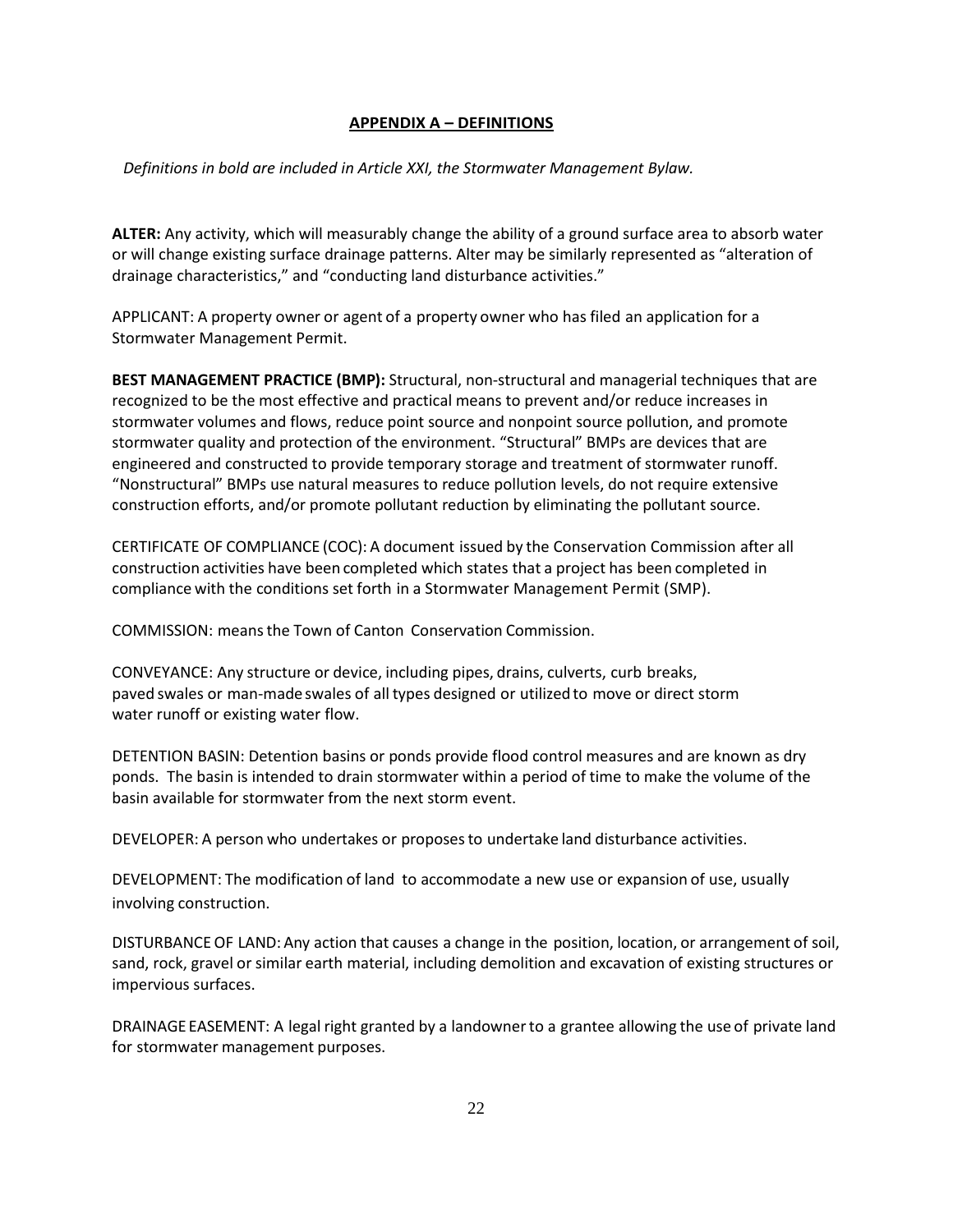## APPENDIX A – DEFINITIONS

*Definitions in bold are included in Article XXI, the Stormwater Management Bylaw.*

**ALTER:** Any activity, which will measurably change the ability of a ground surface area to absorb water or will change existing surface drainage patterns. Alter may be similarly represented as "alteration of drainage characteristics," and "conducting land disturbance activities."

APPLICANT: A property owner or agent of a property owner who has filed an application for a Stormwater Management Permit.

**BEST MANAGEMENT PRACTICE (BMP):** Structural, non-structural and managerial techniques that are recognized to be the most effective and practical means to prevent and/or reduce increases in stormwater volumes and flows, reduce point source and nonpoint source pollution, and promote stormwater quality and protection of the environment. "Structural" BMPs are devices that are engineered and constructed to provide temporary storage and treatment of stormwater runoff. "Nonstructural" BMPs use natural measures to reduce pollution levels, do not require extensive construction efforts, and/or promote pollutant reduction by eliminating the pollutant source.

CERTIFICATE OF COMPLIANCE (COC): A document issued by the Conservation Commission after all construction activities have been completed which states that a project has been completed in compliance with the conditions set forth in a Stormwater Management Permit (SMP).

COMMISSION: means the Town of Canton Conservation Commission.

CONVEYANCE: Any structure or device, including pipes, drains, culverts, curb breaks, paved swales or man-made swales of all types designed or utilized to move or direct storm water runoff or existing water flow.

DETENTION BASIN: Detention basins or ponds provide flood control measures and are known as dry ponds. The basin is intended to drain stormwater within a period of time to make the volume of the basin available for stormwater from the next storm event.

DEVELOPER: A person who undertakes or proposes to undertake land disturbance activities.

DEVELOPMENT: The modification of land to accommodate a new use or expansion of use, usually involving construction.

DISTURBANCE OF LAND: Any action that causes a change in the position, location, or arrangement of soil, sand, rock, gravel or similar earth material, including demolition and excavation of existing structures or impervious surfaces.

DRAINAGE EASEMENT: A legal right granted by a landowner to a grantee allowing the use of private land for stormwater management purposes.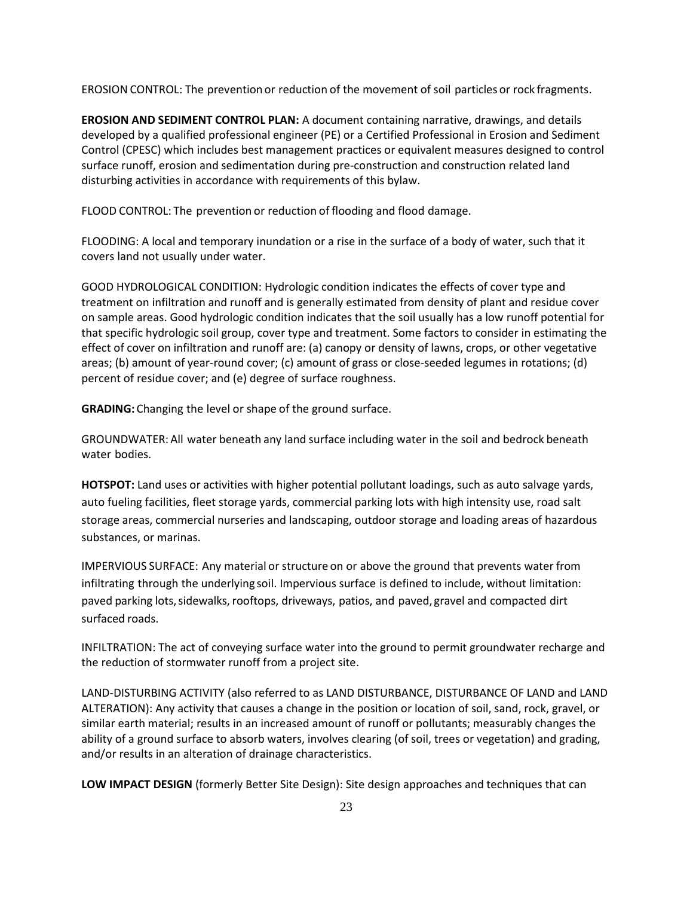EROSION CONTROL: The prevention or reduction of the movement of soil particles or rock fragments.

**EROSION AND SEDIMENT CONTROL PLAN:** A document containing narrative, drawings, and details developed by a qualified professional engineer (PE) or a Certified Professional in Erosion and Sediment Control (CPESC) which includes best management practices or equivalent measures designed to control surface runoff, erosion and sedimentation during pre-construction and construction related land disturbing activities in accordance with requirements of this bylaw.

FLOOD CONTROL: The prevention or reduction of flooding and flood damage.

FLOODING: A local and temporary inundation or a rise in the surface of a body of water, such that it covers land not usually under water.

GOOD HYDROLOGICAL CONDITION: Hydrologic condition indicates the effects of cover type and treatment on infiltration and runoff and is generally estimated from density of plant and residue cover on sample areas. Good hydrologic condition indicates that the soil usually has a low runoff potential for that specific hydrologic soil group, cover type and treatment. Some factors to consider in estimating the effect of cover on infiltration and runoff are: (a) canopy or density of lawns, crops, or other vegetative areas; (b) amount of year-round cover; (c) amount of grass or close-seeded legumes in rotations; (d) percent of residue cover; and (e) degree of surface roughness.

**GRADING:** Changing the level or shape of the ground surface.

GROUNDWATER: All water beneath any land surface including water in the soil and bedrock beneath water bodies.

**HOTSPOT:** Land uses or activities with higher potential pollutant loadings, such as auto salvage yards, auto fueling facilities, fleet storage yards, commercial parking lots with high intensity use, road salt storage areas, commercial nurseries and landscaping, outdoor storage and loading areas of hazardous substances, or marinas.

IMPERVIOUS SURFACE: Any material or structure on or above the ground that prevents water from infiltrating through the underlying soil. Impervious surface is defined to include, without limitation: paved parking lots, sidewalks, rooftops, driveways, patios, and paved, gravel and compacted dirt surfaced roads.

INFILTRATION: The act of conveying surface water into the ground to permit groundwater recharge and the reduction of stormwater runoff from a project site.

LAND-DISTURBING ACTIVITY (also referred to as LAND DISTURBANCE, DISTURBANCE OF LAND and LAND ALTERATION): Any activity that causes a change in the position or location of soil, sand, rock, gravel, or similar earth material; results in an increased amount of runoff or pollutants; measurably changes the ability of a ground surface to absorb waters, involves clearing (of soil, trees or vegetation) and grading, and/or results in an alteration of drainage characteristics.

**LOW IMPACT DESIGN** (formerly Better Site Design): Site design approaches and techniques that can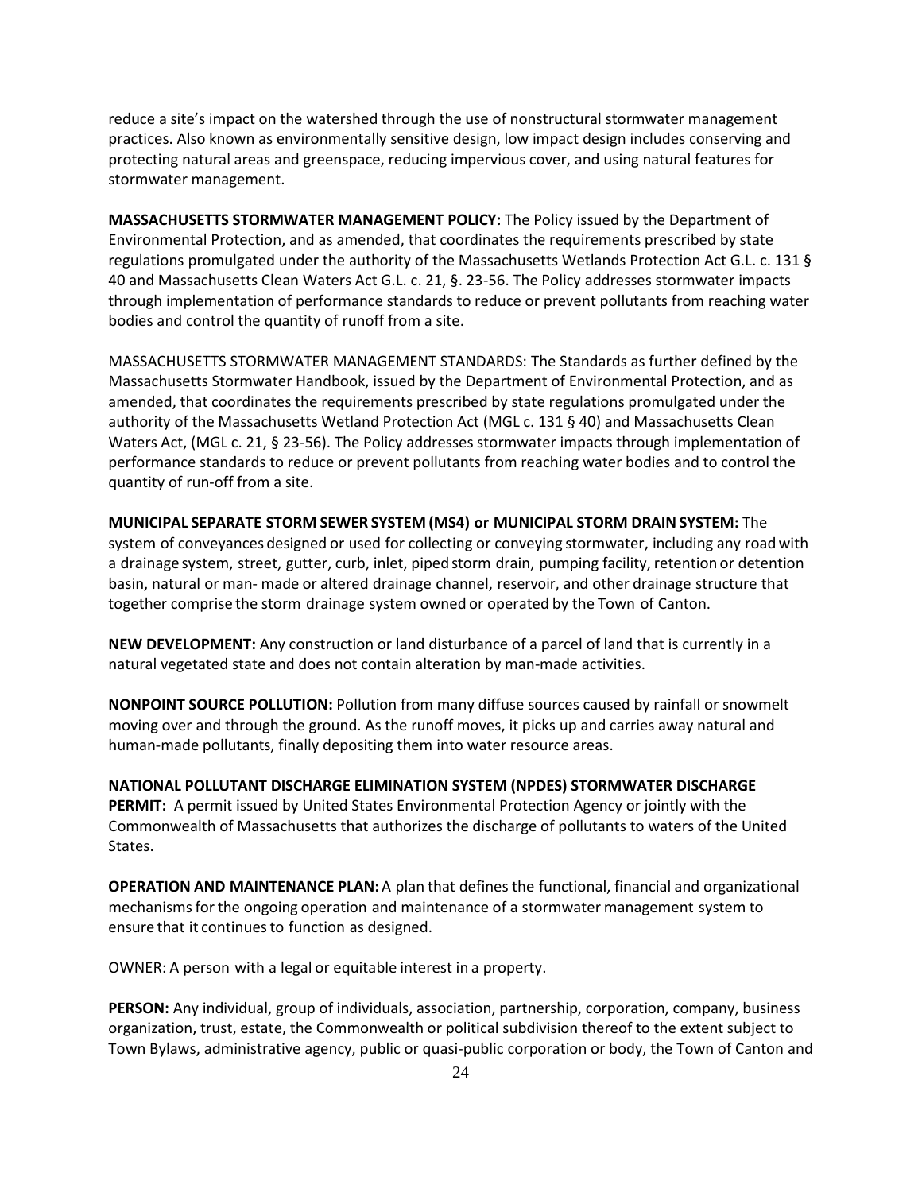reduce a site's impact on the watershed through the use of nonstructural stormwater management practices. Also known as environmentally sensitive design, low impact design includes conserving and protecting natural areas and greenspace, reducing impervious cover, and using natural features for stormwater management.

**MASSACHUSETTS STORMWATER MANAGEMENT POLICY:** The Policy issued by the Department of Environmental Protection, and as amended, that coordinates the requirements prescribed by state regulations promulgated under the authority of the Massachusetts Wetlands Protection Act G.L. c. 131 § 40 and Massachusetts Clean Waters Act G.L. c. 21, §. 23-56. The Policy addresses stormwater impacts through implementation of performance standards to reduce or prevent pollutants from reaching water bodies and control the quantity of runoff from a site.

MASSACHUSETTS STORMWATER MANAGEMENT STANDARDS: The Standards as further defined by the Massachusetts Stormwater Handbook, issued by the Department of Environmental Protection, and as amended, that coordinates the requirements prescribed by state regulations promulgated under the authority of the Massachusetts Wetland Protection Act (MGL c. 131 § 40) and Massachusetts Clean Waters Act, (MGL c. 21, § 23-56). The Policy addresses stormwater impacts through implementation of performance standards to reduce or prevent pollutants from reaching water bodies and to control the quantity of run-off from a site.

**MUNICIPAL SEPARATE STORM SEWER SYSTEM (MS4) or MUNICIPAL STORM DRAIN SYSTEM:** The system of conveyances designed or used for collecting or conveying stormwater, including any road with a drainage system, street, gutter, curb, inlet, piped storm drain, pumping facility, retention or detention basin, natural or man- made or altered drainage channel, reservoir, and other drainage structure that together comprise the storm drainage system owned or operated by the Town of Canton.

**NEW DEVELOPMENT:** Any construction or land disturbance of a parcel of land that is currently in a natural vegetated state and does not contain alteration by man-made activities.

**NONPOINT SOURCE POLLUTION:** Pollution from many diffuse sources caused by rainfall or snowmelt moving over and through the ground. As the runoff moves, it picks up and carries away natural and human-made pollutants, finally depositing them into water resource areas.

**NATIONAL POLLUTANT DISCHARGE ELIMINATION SYSTEM (NPDES) STORMWATER DISCHARGE PERMIT:** A permit issued by United States Environmental Protection Agency or jointly with the Commonwealth of Massachusetts that authorizes the discharge of pollutants to waters of the United States.

**OPERATION AND MAINTENANCE PLAN:** A plan that defines the functional, financial and organizational mechanisms for the ongoing operation and maintenance of a stormwater management system to ensure that it continues to function as designed.

OWNER: A person with a legal or equitable interest in a property.

**PERSON:** Any individual, group of individuals, association, partnership, corporation, company, business organization, trust, estate, the Commonwealth or political subdivision thereof to the extent subject to Town Bylaws, administrative agency, public or quasi-public corporation or body, the Town of Canton and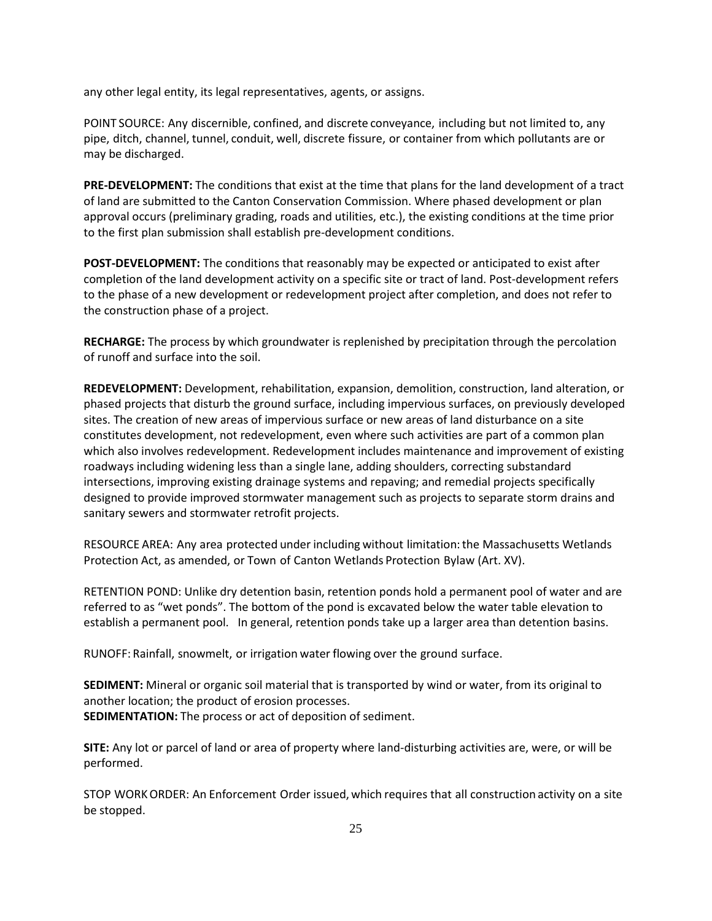any other legal entity, its legal representatives, agents, or assigns.

POINT SOURCE: Any discernible, confined, and discrete conveyance, including but not limited to, any pipe, ditch, channel, tunnel, conduit, well, discrete fissure, or container from which pollutants are or may be discharged.

**PRE-DEVELOPMENT:** The conditions that exist at the time that plans for the land development of a tract of land are submitted to the Canton Conservation Commission. Where phased development or plan approval occurs (preliminary grading, roads and utilities, etc.), the existing conditions at the time prior to the first plan submission shall establish pre-development conditions.

**POST-DEVELOPMENT:** The conditions that reasonably may be expected or anticipated to exist after completion of the land development activity on a specific site or tract of land. Post-development refers to the phase of a new development or redevelopment project after completion, and does not refer to the construction phase of a project.

**RECHARGE:** The process by which groundwater is replenished by precipitation through the percolation of runoff and surface into the soil.

**REDEVELOPMENT:** Development, rehabilitation, expansion, demolition, construction, land alteration, or phased projects that disturb the ground surface, including impervious surfaces, on previously developed sites. The creation of new areas of impervious surface or new areas of land disturbance on a site constitutes development, not redevelopment, even where such activities are part of a common plan which also involves redevelopment. Redevelopment includes maintenance and improvement of existing roadways including widening less than a single lane, adding shoulders, correcting substandard intersections, improving existing drainage systems and repaving; and remedial projects specifically designed to provide improved stormwater management such as projects to separate storm drains and sanitary sewers and stormwater retrofit projects.

RESOURCE AREA: Any area protected under including without limitation: the Massachusetts Wetlands Protection Act, as amended, or Town of Canton Wetlands Protection Bylaw (Art. XV).

RETENTION POND: Unlike dry detention basin, retention ponds hold a permanent pool of water and are referred to as "wet ponds". The bottom of the pond is excavated below the water table elevation to establish a permanent pool. In general, retention ponds take up a larger area than detention basins.

RUNOFF: Rainfall, snowmelt, or irrigation water flowing over the ground surface.

**SEDIMENT:** Mineral or organic soil material that is transported by wind or water, from its original to another location; the product of erosion processes.

**SEDIMENTATION:** The process or act of deposition of sediment.

**SITE:** Any lot or parcel of land or area of property where land-disturbing activities are, were, or will be performed.

STOP WORK ORDER: An Enforcement Order issued, which requires that all construction activity on a site be stopped.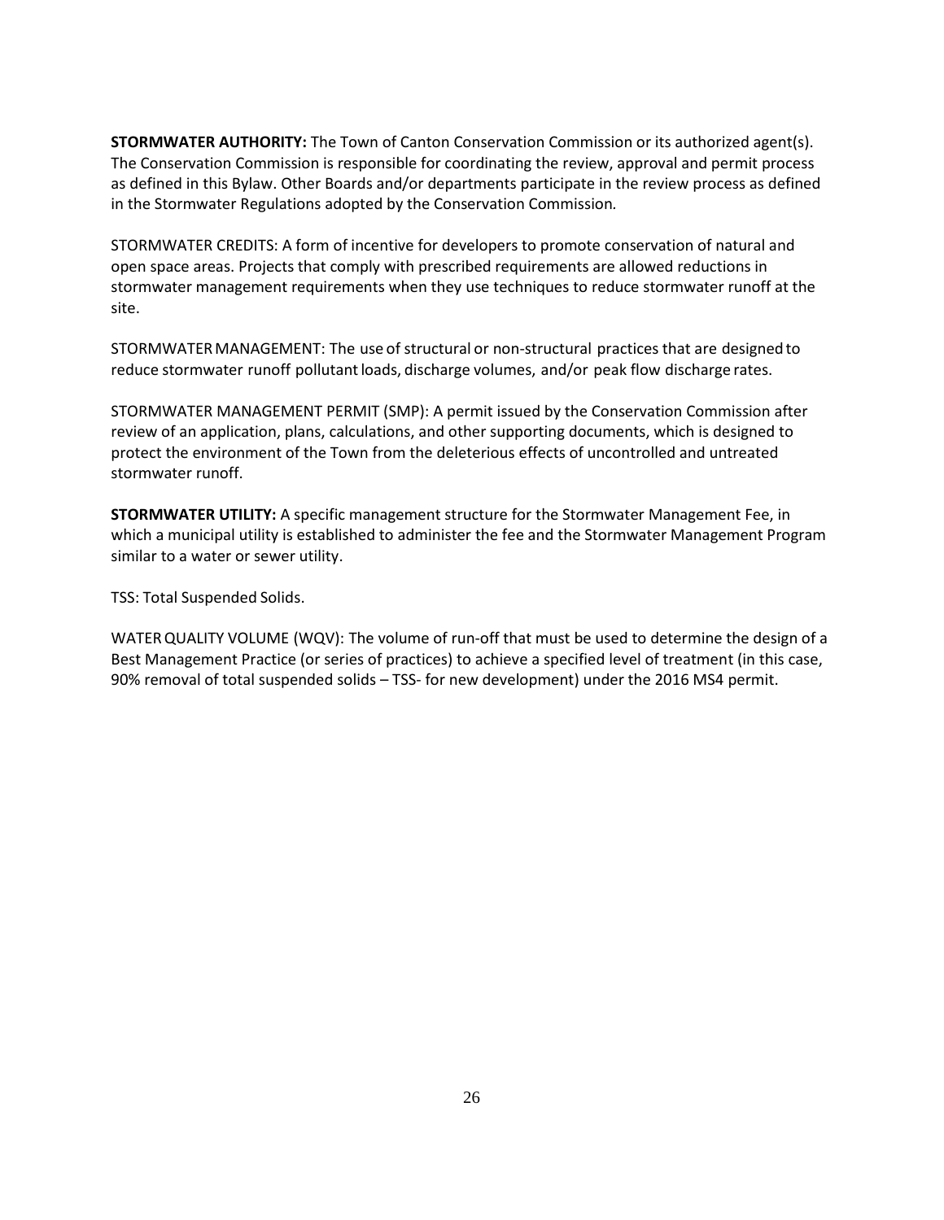**STORMWATER AUTHORITY:** The Town of Canton Conservation Commission or its authorized agent(s). The Conservation Commission is responsible for coordinating the review, approval and permit process as defined in this Bylaw. Other Boards and/or departments participate in the review process as defined in the Stormwater Regulations adopted by the Conservation Commission.

STORMWATER CREDITS: A form of incentive for developers to promote conservation of natural and open space areas. Projects that comply with prescribed requirements are allowed reductions in stormwater management requirements when they use techniques to reduce stormwater runoff at the site.

STORMWATER MANAGEMENT: The use of structural or non-structural practices that are designed to reduce stormwater runoff pollutant loads, discharge volumes, and/or peak flow discharge rates.

STORMWATER MANAGEMENT PERMIT (SMP): A permit issued by the Conservation Commission after review of an application, plans, calculations, and other supporting documents, which is designed to protect the environment of the Town from the deleterious effects of uncontrolled and untreated stormwater runoff.

**STORMWATER UTILITY:** A specific management structure for the Stormwater Management Fee, in which a municipal utility is established to administer the fee and the Stormwater Management Program similar to a water or sewer utility.

TSS: Total Suspended Solids.

WATER QUALITY VOLUME (WQV): The volume of run-off that must be used to determine the design of a Best Management Practice (or series of practices) to achieve a specified level of treatment (in this case, 90% removal of total suspended solids – TSS- for new development) under the 2016 MS4 permit.